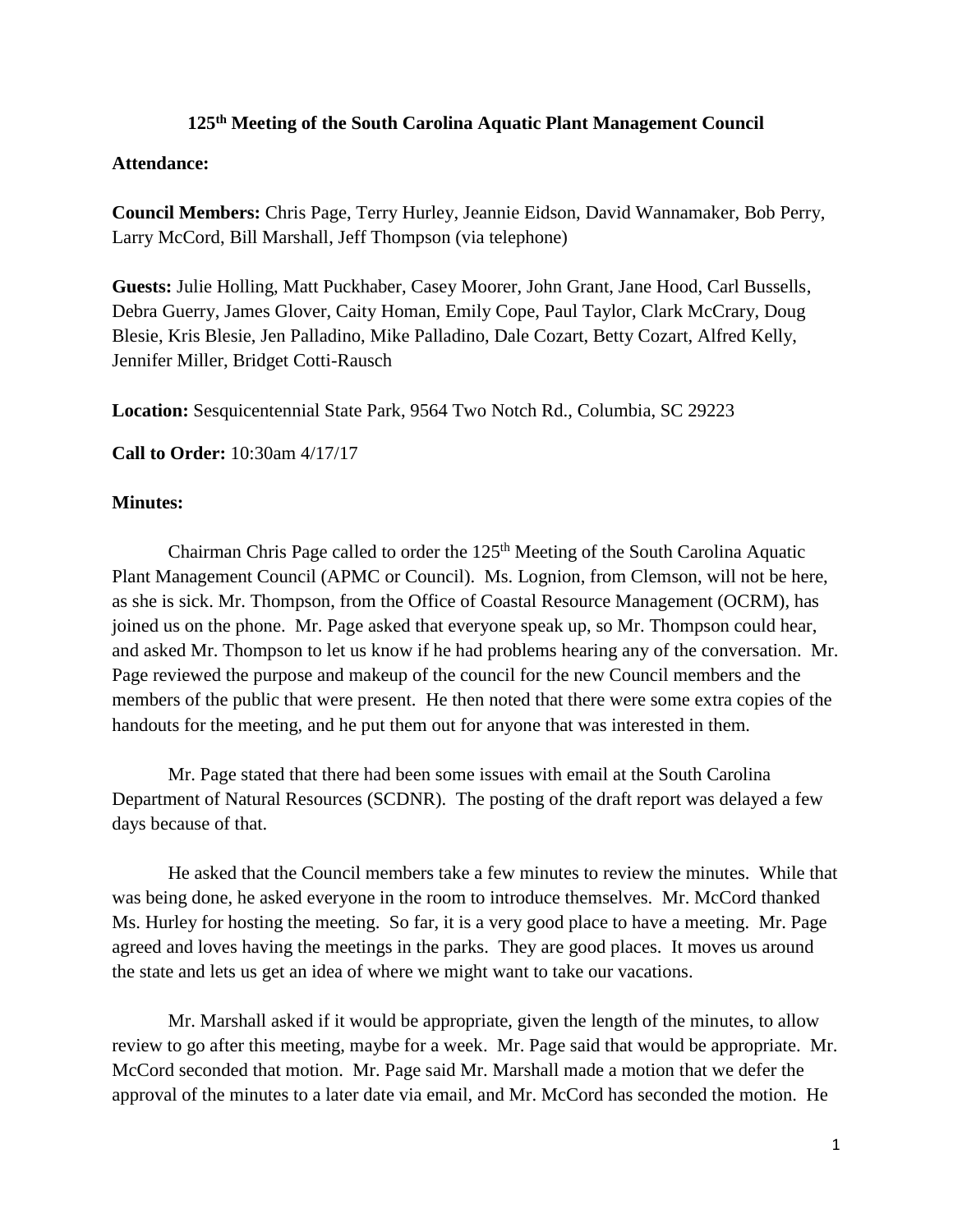# 125th Meeting of the South Carolina Aquatic Plant Management Council

**Attendance:**

**Council Members:** Chris Page, Terry Hurley, Jeannie Eidson, David Wannamaker, Bob Perry, Larry McCord, Bill Marshall, Jeff Thompson (via telephone)

**Guests:** Julie Holling, Matt Puckhaber, Casey Moorer, John Grant, Jane Hood, Carl Bussells, Debra Guerry, James Glover, Caity Homan, Emily Cope, Paul Taylor, Clark McCrary, Doug Blesie, Kris Blesie, Jen Palladino, Mike Palladino, Dale Cozart, Betty Cozart, Alfred Kelly, Jennifer Miller, Bridget Cotti-Rausch

**Location:** Sesquicentennial State Park, 9564 Two Notch Rd., Columbia, SC 29223

**Call to Order:** 10:30am 4/17/17

**Minutes:**

Chairman Chris Page called to order the 125th Meeting of the South Carolina Aquatic Plant Management Council (APMC or Council). Ms. Lognion, from Clemson, will not be here, as she is sick. Mr. Thompson, from the Office of Coastal Resource Management (OCRM), has joined us on the phone. Mr. Page asked that everyone speak up, so Mr. Thompson could hear, and asked Mr. Thompson to let us know if he had problems hearing any of the conversation. Mr. Page reviewed the purpose and makeup of the council for the new Council members and the members of the public that were present. He then noted that there were some extra copies of the handouts for the meeting, and he put them out for anyone that was interested in them.

Mr. Page stated that there had been some issues with email at the South Carolina Department of Natural Resources (SCDNR). The posting of the draft report was delayed a few days because of that.

He asked that the Council members take a few minutes to review the minutes. While that was being done, he asked everyone in the room to introduce themselves. Mr. McCord thanked Ms. Hurley for hosting the meeting. So far, it is a very good place to have a meeting. Mr. Page agreed and loves having the meetings in the parks. They are good places. It moves us around the state and lets us get an idea of where we might want to take our vacations.

Mr. Marshall asked if it would be appropriate, given the length of the minutes, to allow review to go after this meeting, maybe for a week. Mr. Page said that would be appropriate. Mr. McCord seconded that motion. Mr. Page said Mr. Marshall made a motion that we defer the approval of the minutes to a later date via email, and Mr. McCord has seconded the motion. He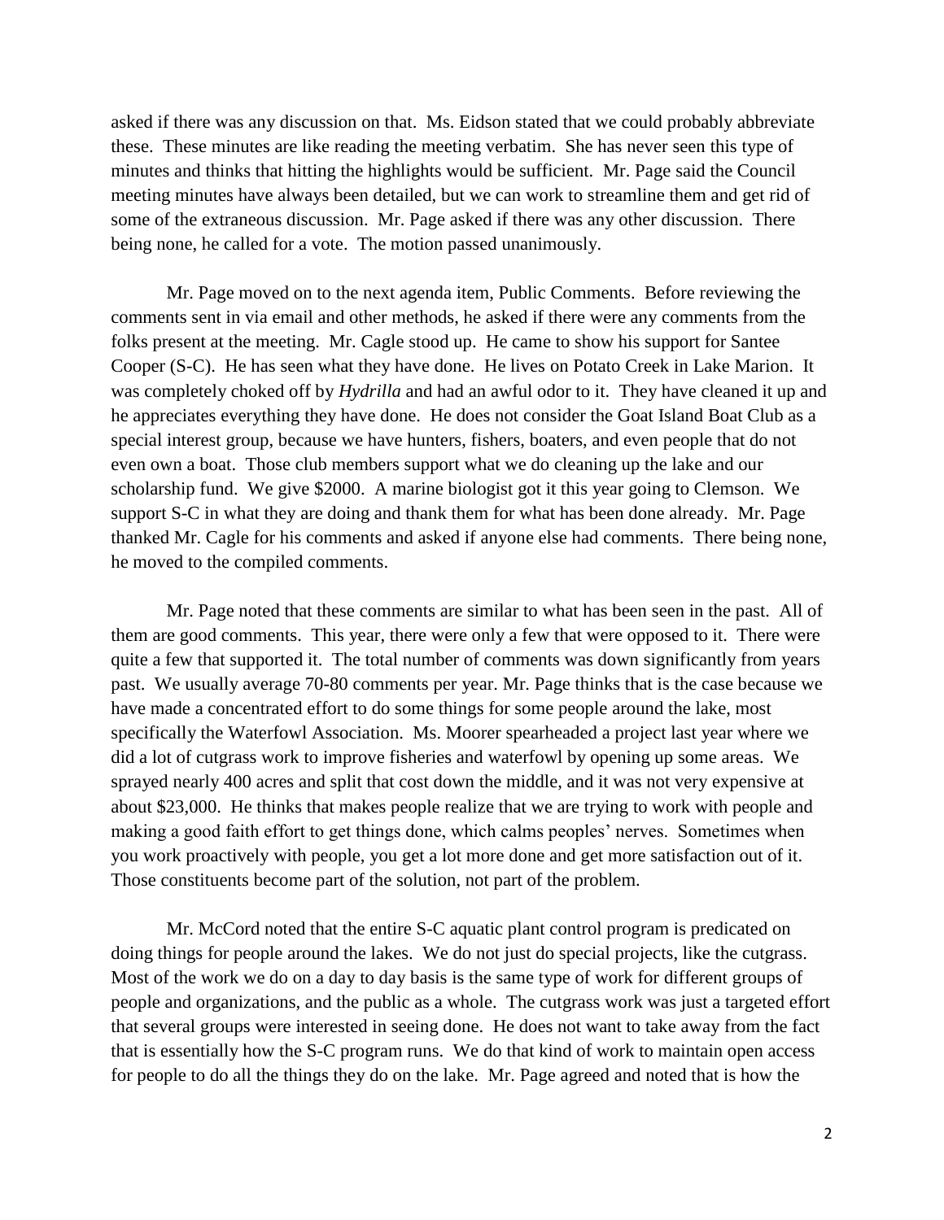asked if there was any discussion on that. Ms. Eidson stated that we could probably abbreviate these. These minutes are like reading the meeting verbatim. She has never seen this type of minutes and thinks that hitting the highlights would be sufficient. Mr. Page said the Council meeting minutes have always been detailed, but we can work to streamline them and get rid of some of the extraneous discussion. Mr. Page asked if there was any other discussion. There being none, he called for a vote. The motion passed unanimously.

Mr. Page moved on to the next agenda item, Public Comments. Before reviewing the comments sent in via email and other methods, he asked if there were any comments from the folks present at the meeting. Mr. Cagle stood up. He came to show his support for Santee Cooper (S-C). He has seen what they have done. He lives on Potato Creek in Lake Marion. It was completely choked off by *Hydrilla* and had an awful odor to it. They have cleaned it up and he appreciates everything they have done. He does not consider the Goat Island Boat Club as a special interest group, because we have hunters, fishers, boaters, and even people that do not even own a boat. Those club members support what we do cleaning up the lake and our scholarship fund. We give $2000. A marine biologist got it this year going to Clemson. We support S-C in what they are doing and thank them for what has been done already. Mr. Page thanked Mr. Cagle for his comments and asked if anyone else had comments. There being none, he moved to the compiled comments.

Mr. Page noted that these comments are similar to what has been seen in the past. All of them are good comments. This year, there were only a few that were opposed to it. There were quite a few that supported it. The total number of comments was down significantly from years past. We usually average 70-80 comments per year. Mr. Page thinks that is the case because we have made a concentrated effort to do some things for some people around the lake, most specifically the Waterfowl Association. Ms. Moorer spearheaded a project last year where we did a lot of cutgrass work to improve fisheries and waterfowl by opening up some areas. We sprayed nearly 400 acres and split that cost down the middle, and it was not very expensive at about $23,000. He thinks that makes people realize that we are trying to work with people and making a good faith effort to get things done, which calms peoples' nerves. Sometimes when you work proactively with people, you get a lot more done and get more satisfaction out of it. Those constituents become part of the solution, not part of the problem.

Mr. McCord noted that the entire S-C aquatic plant control program is predicated on doing things for people around the lakes. We do not just do special projects, like the cutgrass. Most of the work we do on a day to day basis is the same type of work for different groups of people and organizations, and the public as a whole. The cutgrass work was just a targeted effort that several groups were interested in seeing done. He does not want to take away from the fact that is essentially how the S-C program runs. We do that kind of work to maintain open access for people to do all the things they do on the lake. Mr. Page agreed and noted that is how the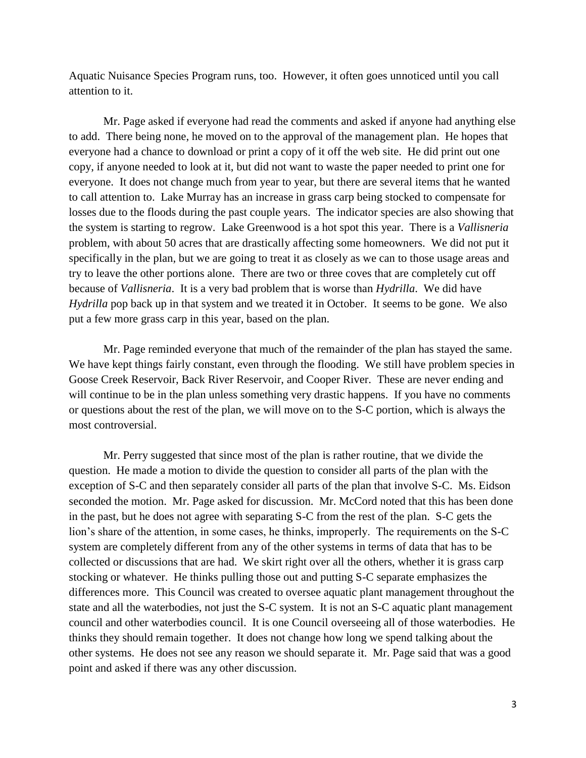Aquatic Nuisance Species Program runs, too. However, it often goes unnoticed until you call attention to it.

Mr. Page asked if everyone had read the comments and asked if anyone had anything else to add. There being none, he moved on to the approval of the management plan. He hopes that everyone had a chance to download or print a copy of it off the web site. He did print out one copy, if anyone needed to look at it, but did not want to waste the paper needed to print one for everyone. It does not change much from year to year, but there are several items that he wanted to call attention to. Lake Murray has an increase in grass carp being stocked to compensate for losses due to the floods during the past couple years. The indicator species are also showing that the system is starting to regrow. Lake Greenwood is a hot spot this year. There is a *Vallisneria* problem, with about 50 acres that are drastically affecting some homeowners. We did not put it specifically in the plan, but we are going to treat it as closely as we can to those usage areas and try to leave the other portions alone. There are two or three coves that are completely cut off because of *Vallisneria*. It is a very bad problem that is worse than *Hydrilla*. We did have *Hydrilla* pop back up in that system and we treated it in October. It seems to be gone. We also put a few more grass carp in this year, based on the plan.

Mr. Page reminded everyone that much of the remainder of the plan has stayed the same. We have kept things fairly constant, even through the flooding. We still have problem species in Goose Creek Reservoir, Back River Reservoir, and Cooper River. These are never ending and will continue to be in the plan unless something very drastic happens. If you have no comments or questions about the rest of the plan, we will move on to the S-C portion, which is always the most controversial.

Mr. Perry suggested that since most of the plan is rather routine, that we divide the question. He made a motion to divide the question to consider all parts of the plan with the exception of S-C and then separately consider all parts of the plan that involve S-C. Ms. Eidson seconded the motion. Mr. Page asked for discussion. Mr. McCord noted that this has been done in the past, but he does not agree with separating S-C from the rest of the plan. S-C gets the lion's share of the attention, in some cases, he thinks, improperly. The requirements on the S-C system are completely different from any of the other systems in terms of data that has to be collected or discussions that are had. We skirt right over all the others, whether it is grass carp stocking or whatever. He thinks pulling those out and putting S-C separate emphasizes the differences more. This Council was created to oversee aquatic plant management throughout the state and all the waterbodies, not just the S-C system. It is not an S-C aquatic plant management council and other waterbodies council. It is one Council overseeing all of those waterbodies. He thinks they should remain together. It does not change how long we spend talking about the other systems. He does not see any reason we should separate it. Mr. Page said that was a good point and asked if there was any other discussion.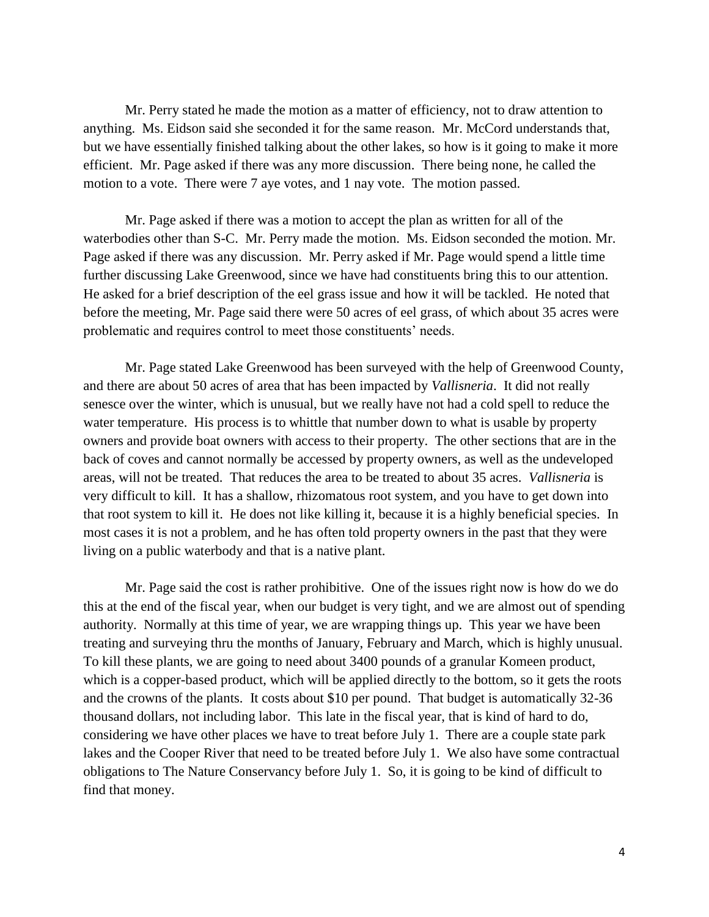Mr. Perry stated he made the motion as a matter of efficiency, not to draw attention to anything. Ms. Eidson said she seconded it for the same reason. Mr. McCord understands that, but we have essentially finished talking about the other lakes, so how is it going to make it more efficient. Mr. Page asked if there was any more discussion. There being none, he called the motion to a vote. There were 7 aye votes, and 1 nay vote. The motion passed.

Mr. Page asked if there was a motion to accept the plan as written for all of the waterbodies other than S-C. Mr. Perry made the motion. Ms. Eidson seconded the motion. Mr. Page asked if there was any discussion. Mr. Perry asked if Mr. Page would spend a little time further discussing Lake Greenwood, since we have had constituents bring this to our attention. He asked for a brief description of the eel grass issue and how it will be tackled. He noted that before the meeting, Mr. Page said there were 50 acres of eel grass, of which about 35 acres were problematic and requires control to meet those constituents' needs.

Mr. Page stated Lake Greenwood has been surveyed with the help of Greenwood County, and there are about 50 acres of area that has been impacted by *Vallisneria*. It did not really senesce over the winter, which is unusual, but we really have not had a cold spell to reduce the water temperature. His process is to whittle that number down to what is usable by property owners and provide boat owners with access to their property. The other sections that are in the back of coves and cannot normally be accessed by property owners, as well as the undeveloped areas, will not be treated. That reduces the area to be treated to about 35 acres. *Vallisneria* is very difficult to kill. It has a shallow, rhizomatous root system, and you have to get down into that root system to kill it. He does not like killing it, because it is a highly beneficial species. In most cases it is not a problem, and he has often told property owners in the past that they were living on a public waterbody and that is a native plant.

Mr. Page said the cost is rather prohibitive. One of the issues right now is how do we do this at the end of the fiscal year, when our budget is very tight, and we are almost out of spending authority. Normally at this time of year, we are wrapping things up. This year we have been treating and surveying thru the months of January, February and March, which is highly unusual. To kill these plants, we are going to need about 3400 pounds of a granular Komeen product, which is a copper-based product, which will be applied directly to the bottom, so it gets the roots and the crowns of the plants. It costs about $10 per pound. That budget is automatically 32-36 thousand dollars, not including labor. This late in the fiscal year, that is kind of hard to do, considering we have other places we have to treat before July 1. There are a couple state park lakes and the Cooper River that need to be treated before July 1. We also have some contractual obligations to The Nature Conservancy before July 1. So, it is going to be kind of difficult to find that money.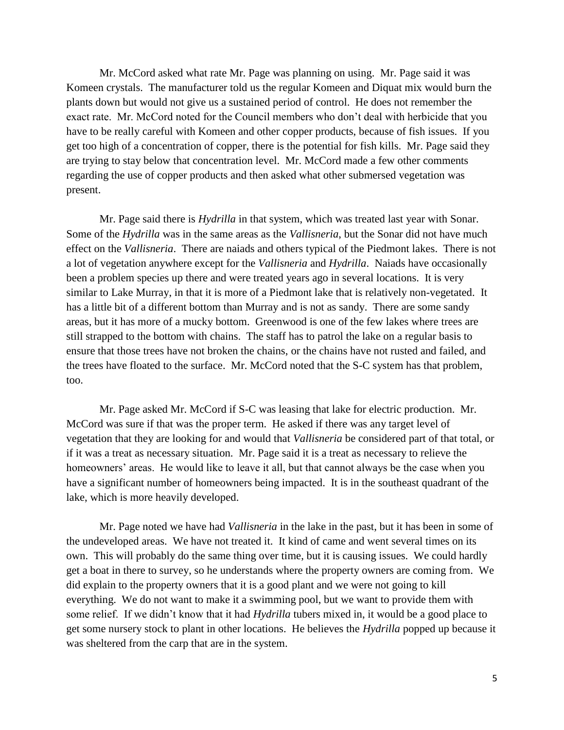Mr. McCord asked what rate Mr. Page was planning on using. Mr. Page said it was Komeen crystals. The manufacturer told us the regular Komeen and Diquat mix would burn the plants down but would not give us a sustained period of control. He does not remember the exact rate. Mr. McCord noted for the Council members who don't deal with herbicide that you have to be really careful with Komeen and other copper products, because of fish issues. If you get too high of a concentration of copper, there is the potential for fish kills. Mr. Page said they are trying to stay below that concentration level. Mr. McCord made a few other comments regarding the use of copper products and then asked what other submersed vegetation was present.

Mr. Page said there is *Hydrilla* in that system, which was treated last year with Sonar. Some of the *Hydrilla* was in the same areas as the *Vallisneria*, but the Sonar did not have much effect on the *Vallisneria*. There are naiads and others typical of the Piedmont lakes. There is not a lot of vegetation anywhere except for the *Vallisneria* and *Hydrilla*. Naiads have occasionally been a problem species up there and were treated years ago in several locations. It is very similar to Lake Murray, in that it is more of a Piedmont lake that is relatively non-vegetated. It has a little bit of a different bottom than Murray and is not as sandy. There are some sandy areas, but it has more of a mucky bottom. Greenwood is one of the few lakes where trees are still strapped to the bottom with chains. The staff has to patrol the lake on a regular basis to ensure that those trees have not broken the chains, or the chains have not rusted and failed, and the trees have floated to the surface. Mr. McCord noted that the S-C system has that problem, too.

Mr. Page asked Mr. McCord if S-C was leasing that lake for electric production. Mr. McCord was sure if that was the proper term. He asked if there was any target level of vegetation that they are looking for and would that *Vallisneria* be considered part of that total, or if it was a treat as necessary situation. Mr. Page said it is a treat as necessary to relieve the homeowners' areas. He would like to leave it all, but that cannot always be the case when you have a significant number of homeowners being impacted. It is in the southeast quadrant of the lake, which is more heavily developed.

Mr. Page noted we have had *Vallisneria* in the lake in the past, but it has been in some of the undeveloped areas. We have not treated it. It kind of came and went several times on its own. This will probably do the same thing over time, but it is causing issues. We could hardly get a boat in there to survey, so he understands where the property owners are coming from. We did explain to the property owners that it is a good plant and we were not going to kill everything. We do not want to make it a swimming pool, but we want to provide them with some relief. If we didn't know that it had *Hydrilla* tubers mixed in, it would be a good place to get some nursery stock to plant in other locations. He believes the *Hydrilla* popped up because it was sheltered from the carp that are in the system.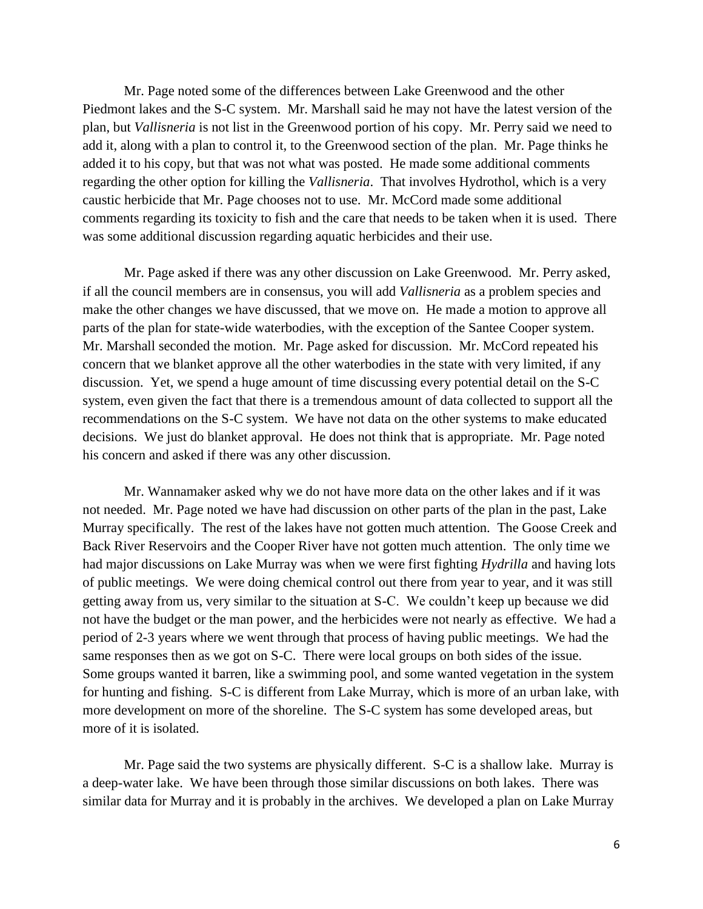Mr. Page noted some of the differences between Lake Greenwood and the other Piedmont lakes and the S-C system. Mr. Marshall said he may not have the latest version of the plan, but *Vallisneria* is not list in the Greenwood portion of his copy. Mr. Perry said we need to add it, along with a plan to control it, to the Greenwood section of the plan. Mr. Page thinks he added it to his copy, but that was not what was posted. He made some additional comments regarding the other option for killing the *Vallisneria*. That involves Hydrothol, which is a very caustic herbicide that Mr. Page chooses not to use. Mr. McCord made some additional comments regarding its toxicity to fish and the care that needs to be taken when it is used. There was some additional discussion regarding aquatic herbicides and their use.

Mr. Page asked if there was any other discussion on Lake Greenwood. Mr. Perry asked, if all the council members are in consensus, you will add *Vallisneria* as a problem species and make the other changes we have discussed, that we move on. He made a motion to approve all parts of the plan for state-wide waterbodies, with the exception of the Santee Cooper system. Mr. Marshall seconded the motion. Mr. Page asked for discussion. Mr. McCord repeated his concern that we blanket approve all the other waterbodies in the state with very limited, if any discussion. Yet, we spend a huge amount of time discussing every potential detail on the S-C system, even given the fact that there is a tremendous amount of data collected to support all the recommendations on the S-C system. We have not data on the other systems to make educated decisions. We just do blanket approval. He does not think that is appropriate. Mr. Page noted his concern and asked if there was any other discussion.

Mr. Wannamaker asked why we do not have more data on the other lakes and if it was not needed. Mr. Page noted we have had discussion on other parts of the plan in the past, Lake Murray specifically. The rest of the lakes have not gotten much attention. The Goose Creek and Back River Reservoirs and the Cooper River have not gotten much attention. The only time we had major discussions on Lake Murray was when we were first fighting *Hydrilla* and having lots of public meetings. We were doing chemical control out there from year to year, and it was still getting away from us, very similar to the situation at S-C. We couldn't keep up because we did not have the budget or the man power, and the herbicides were not nearly as effective. We had a period of 2-3 years where we went through that process of having public meetings. We had the same responses then as we got on S-C. There were local groups on both sides of the issue. Some groups wanted it barren, like a swimming pool, and some wanted vegetation in the system for hunting and fishing. S-C is different from Lake Murray, which is more of an urban lake, with more development on more of the shoreline. The S-C system has some developed areas, but more of it is isolated.

Mr. Page said the two systems are physically different. S-C is a shallow lake. Murray is a deep-water lake. We have been through those similar discussions on both lakes. There was similar data for Murray and it is probably in the archives. We developed a plan on Lake Murray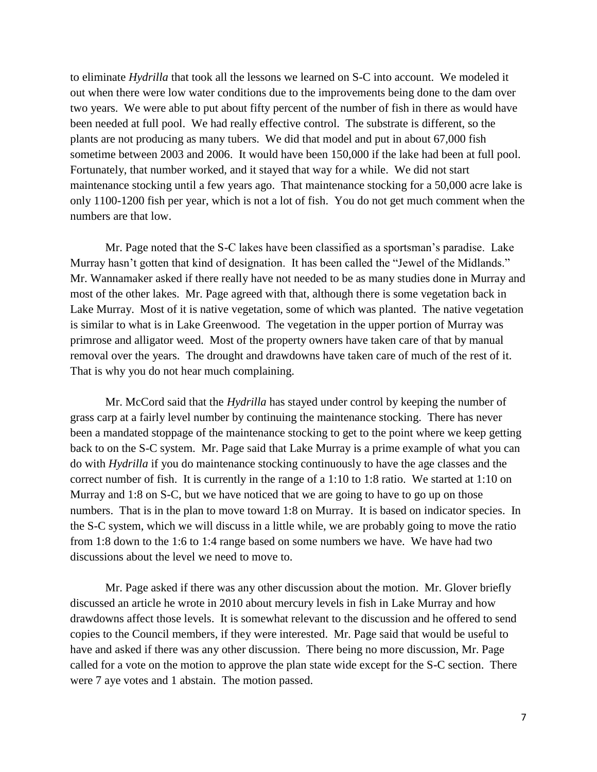to eliminate *Hydrilla* that took all the lessons we learned on S-C into account. We modeled it out when there were low water conditions due to the improvements being done to the dam over two years. We were able to put about fifty percent of the number of fish in there as would have been needed at full pool. We had really effective control. The substrate is different, so the plants are not producing as many tubers. We did that model and put in about 67,000 fish sometime between 2003 and 2006. It would have been 150,000 if the lake had been at full pool. Fortunately, that number worked, and it stayed that way for a while. We did not start maintenance stocking until a few years ago. That maintenance stocking for a 50,000 acre lake is only 1100-1200 fish per year, which is not a lot of fish. You do not get much comment when the numbers are that low.

Mr. Page noted that the S-C lakes have been classified as a sportsman's paradise. Lake Murray hasn't gotten that kind of designation. It has been called the "Jewel of the Midlands." Mr. Wannamaker asked if there really have not needed to be as many studies done in Murray and most of the other lakes. Mr. Page agreed with that, although there is some vegetation back in Lake Murray. Most of it is native vegetation, some of which was planted. The native vegetation is similar to what is in Lake Greenwood. The vegetation in the upper portion of Murray was primrose and alligator weed. Most of the property owners have taken care of that by manual removal over the years. The drought and drawdowns have taken care of much of the rest of it. That is why you do not hear much complaining.

Mr. McCord said that the *Hydrilla* has stayed under control by keeping the number of grass carp at a fairly level number by continuing the maintenance stocking. There has never been a mandated stoppage of the maintenance stocking to get to the point where we keep getting back to on the S-C system. Mr. Page said that Lake Murray is a prime example of what you can do with *Hydrilla* if you do maintenance stocking continuously to have the age classes and the correct number of fish. It is currently in the range of a 1:10 to 1:8 ratio. We started at 1:10 on Murray and 1:8 on S-C, but we have noticed that we are going to have to go up on those numbers. That is in the plan to move toward 1:8 on Murray. It is based on indicator species. In the S-C system, which we will discuss in a little while, we are probably going to move the ratio from 1:8 down to the 1:6 to 1:4 range based on some numbers we have. We have had two discussions about the level we need to move to.

Mr. Page asked if there was any other discussion about the motion. Mr. Glover briefly discussed an article he wrote in 2010 about mercury levels in fish in Lake Murray and how drawdowns affect those levels. It is somewhat relevant to the discussion and he offered to send copies to the Council members, if they were interested. Mr. Page said that would be useful to have and asked if there was any other discussion. There being no more discussion, Mr. Page called for a vote on the motion to approve the plan state wide except for the S-C section. There were 7 aye votes and 1 abstain. The motion passed.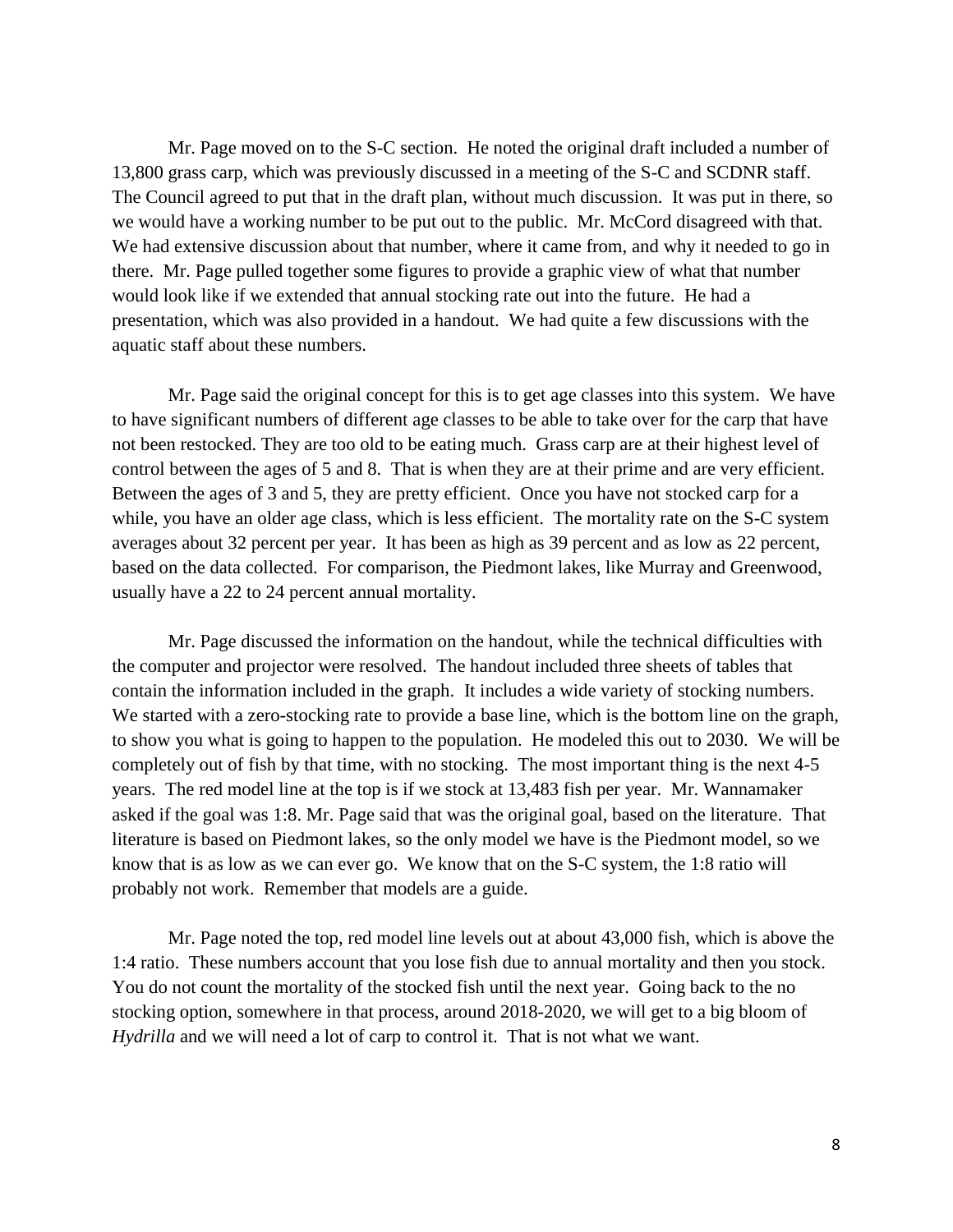Mr. Page moved on to the S-C section. He noted the original draft included a number of 13,800 grass carp, which was previously discussed in a meeting of the S-C and SCDNR staff. The Council agreed to put that in the draft plan, without much discussion. It was put in there, so we would have a working number to be put out to the public. Mr. McCord disagreed with that. We had extensive discussion about that number, where it came from, and why it needed to go in there. Mr. Page pulled together some figures to provide a graphic view of what that number would look like if we extended that annual stocking rate out into the future. He had a presentation, which was also provided in a handout. We had quite a few discussions with the aquatic staff about these numbers.

Mr. Page said the original concept for this is to get age classes into this system. We have to have significant numbers of different age classes to be able to take over for the carp that have not been restocked. They are too old to be eating much. Grass carp are at their highest level of control between the ages of 5 and 8. That is when they are at their prime and are very efficient. Between the ages of 3 and 5, they are pretty efficient. Once you have not stocked carp for a while, you have an older age class, which is less efficient. The mortality rate on the S-C system averages about 32 percent per year. It has been as high as 39 percent and as low as 22 percent, based on the data collected. For comparison, the Piedmont lakes, like Murray and Greenwood, usually have a 22 to 24 percent annual mortality.

Mr. Page discussed the information on the handout, while the technical difficulties with the computer and projector were resolved. The handout included three sheets of tables that contain the information included in the graph. It includes a wide variety of stocking numbers. We started with a zero-stocking rate to provide a base line, which is the bottom line on the graph, to show you what is going to happen to the population. He modeled this out to 2030. We will be completely out of fish by that time, with no stocking. The most important thing is the next 4-5 years. The red model line at the top is if we stock at 13,483 fish per year. Mr. Wannamaker asked if the goal was 1:8. Mr. Page said that was the original goal, based on the literature. That literature is based on Piedmont lakes, so the only model we have is the Piedmont model, so we know that is as low as we can ever go. We know that on the S-C system, the 1:8 ratio will probably not work. Remember that models are a guide.

Mr. Page noted the top, red model line levels out at about 43,000 fish, which is above the 1:4 ratio. These numbers account that you lose fish due to annual mortality and then you stock. You do not count the mortality of the stocked fish until the next year. Going back to the no stocking option, somewhere in that process, around 2018-2020, we will get to a big bloom of *Hydrilla* and we will need a lot of carp to control it. That is not what we want.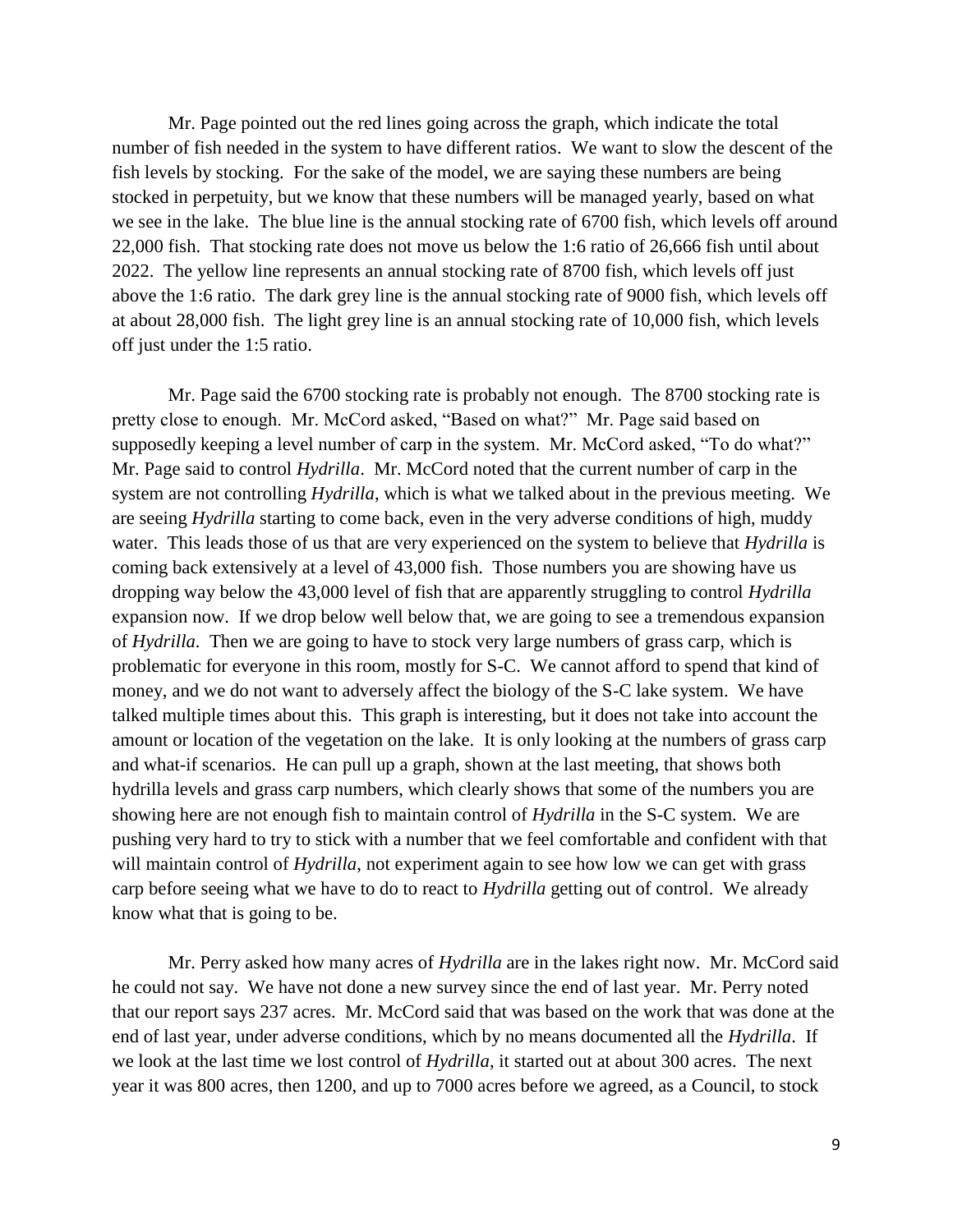Mr. Page pointed out the red lines going across the graph, which indicate the total number of fish needed in the system to have different ratios. We want to slow the descent of the fish levels by stocking. For the sake of the model, we are saying these numbers are being stocked in perpetuity, but we know that these numbers will be managed yearly, based on what we see in the lake. The blue line is the annual stocking rate of 6700 fish, which levels off around 22,000 fish. That stocking rate does not move us below the 1:6 ratio of 26,666 fish until about 2022. The yellow line represents an annual stocking rate of 8700 fish, which levels off just above the 1:6 ratio. The dark grey line is the annual stocking rate of 9000 fish, which levels off at about 28,000 fish. The light grey line is an annual stocking rate of 10,000 fish, which levels off just under the 1:5 ratio.

Mr. Page said the 6700 stocking rate is probably not enough. The 8700 stocking rate is pretty close to enough. Mr. McCord asked, "Based on what?" Mr. Page said based on supposedly keeping a level number of carp in the system. Mr. McCord asked, "To do what?" Mr. Page said to control *Hydrilla*. Mr. McCord noted that the current number of carp in the system are not controlling *Hydrilla*, which is what we talked about in the previous meeting. We are seeing *Hydrilla* starting to come back, even in the very adverse conditions of high, muddy water. This leads those of us that are very experienced on the system to believe that *Hydrilla* is coming back extensively at a level of 43,000 fish. Those numbers you are showing have us dropping way below the 43,000 level of fish that are apparently struggling to control *Hydrilla* expansion now. If we drop below well below that, we are going to see a tremendous expansion of *Hydrilla*. Then we are going to have to stock very large numbers of grass carp, which is problematic for everyone in this room, mostly for S-C. We cannot afford to spend that kind of money, and we do not want to adversely affect the biology of the S-C lake system. We have talked multiple times about this. This graph is interesting, but it does not take into account the amount or location of the vegetation on the lake. It is only looking at the numbers of grass carp and what-if scenarios. He can pull up a graph, shown at the last meeting, that shows both hydrilla levels and grass carp numbers, which clearly shows that some of the numbers you are showing here are not enough fish to maintain control of *Hydrilla* in the S-C system. We are pushing very hard to try to stick with a number that we feel comfortable and confident with that will maintain control of *Hydrilla*, not experiment again to see how low we can get with grass carp before seeing what we have to do to react to *Hydrilla* getting out of control. We already know what that is going to be.

Mr. Perry asked how many acres of *Hydrilla* are in the lakes right now. Mr. McCord said he could not say. We have not done a new survey since the end of last year. Mr. Perry noted that our report says 237 acres. Mr. McCord said that was based on the work that was done at the end of last year, under adverse conditions, which by no means documented all the *Hydrilla*. If we look at the last time we lost control of *Hydrilla*, it started out at about 300 acres. The next year it was 800 acres, then 1200, and up to 7000 acres before we agreed, as a Council, to stock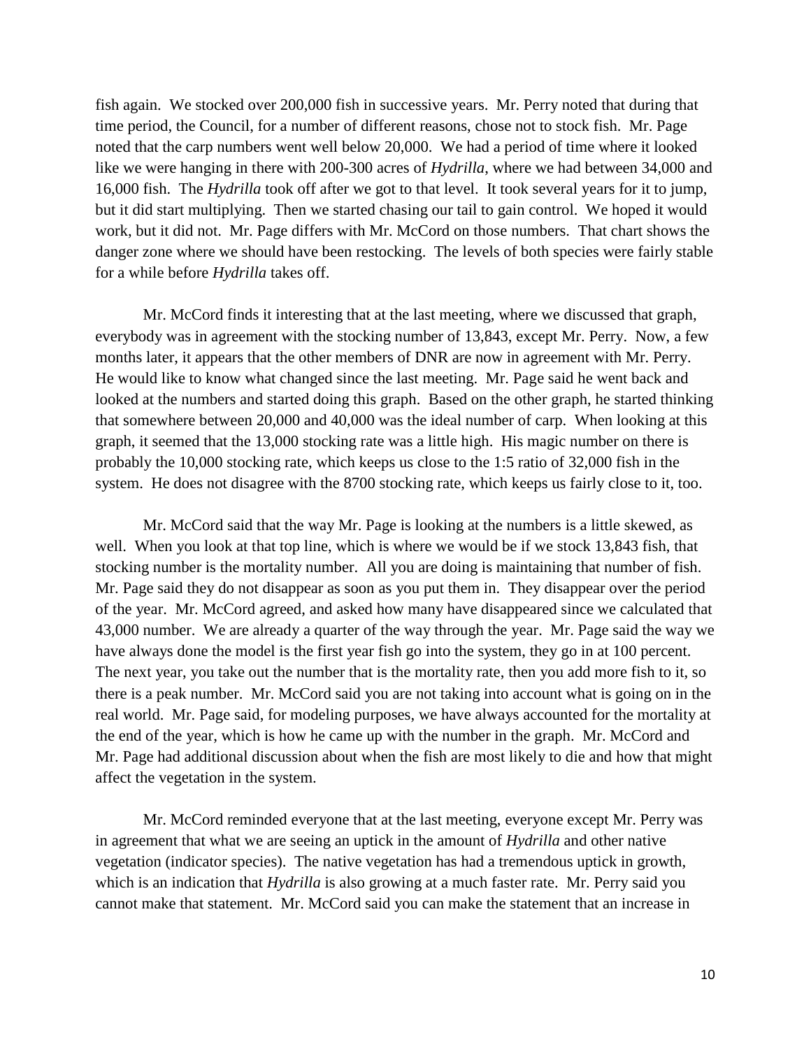fish again. We stocked over 200,000 fish in successive years. Mr. Perry noted that during that time period, the Council, for a number of different reasons, chose not to stock fish. Mr. Page noted that the carp numbers went well below 20,000. We had a period of time where it looked like we were hanging in there with 200-300 acres of *Hydrilla*, where we had between 34,000 and 16,000 fish. The *Hydrilla* took off after we got to that level. It took several years for it to jump, but it did start multiplying. Then we started chasing our tail to gain control. We hoped it would work, but it did not. Mr. Page differs with Mr. McCord on those numbers. That chart shows the danger zone where we should have been restocking. The levels of both species were fairly stable for a while before *Hydrilla* takes off.

Mr. McCord finds it interesting that at the last meeting, where we discussed that graph, everybody was in agreement with the stocking number of 13,843, except Mr. Perry. Now, a few months later, it appears that the other members of DNR are now in agreement with Mr. Perry. He would like to know what changed since the last meeting. Mr. Page said he went back and looked at the numbers and started doing this graph. Based on the other graph, he started thinking that somewhere between 20,000 and 40,000 was the ideal number of carp. When looking at this graph, it seemed that the 13,000 stocking rate was a little high. His magic number on there is probably the 10,000 stocking rate, which keeps us close to the 1:5 ratio of 32,000 fish in the system. He does not disagree with the 8700 stocking rate, which keeps us fairly close to it, too.

Mr. McCord said that the way Mr. Page is looking at the numbers is a little skewed, as well. When you look at that top line, which is where we would be if we stock 13,843 fish, that stocking number is the mortality number. All you are doing is maintaining that number of fish. Mr. Page said they do not disappear as soon as you put them in. They disappear over the period of the year. Mr. McCord agreed, and asked how many have disappeared since we calculated that 43,000 number. We are already a quarter of the way through the year. Mr. Page said the way we have always done the model is the first year fish go into the system, they go in at 100 percent. The next year, you take out the number that is the mortality rate, then you add more fish to it, so there is a peak number. Mr. McCord said you are not taking into account what is going on in the real world. Mr. Page said, for modeling purposes, we have always accounted for the mortality at the end of the year, which is how he came up with the number in the graph. Mr. McCord and Mr. Page had additional discussion about when the fish are most likely to die and how that might affect the vegetation in the system.

Mr. McCord reminded everyone that at the last meeting, everyone except Mr. Perry was in agreement that what we are seeing an uptick in the amount of *Hydrilla* and other native vegetation (indicator species). The native vegetation has had a tremendous uptick in growth, which is an indication that *Hydrilla* is also growing at a much faster rate. Mr. Perry said you cannot make that statement. Mr. McCord said you can make the statement that an increase in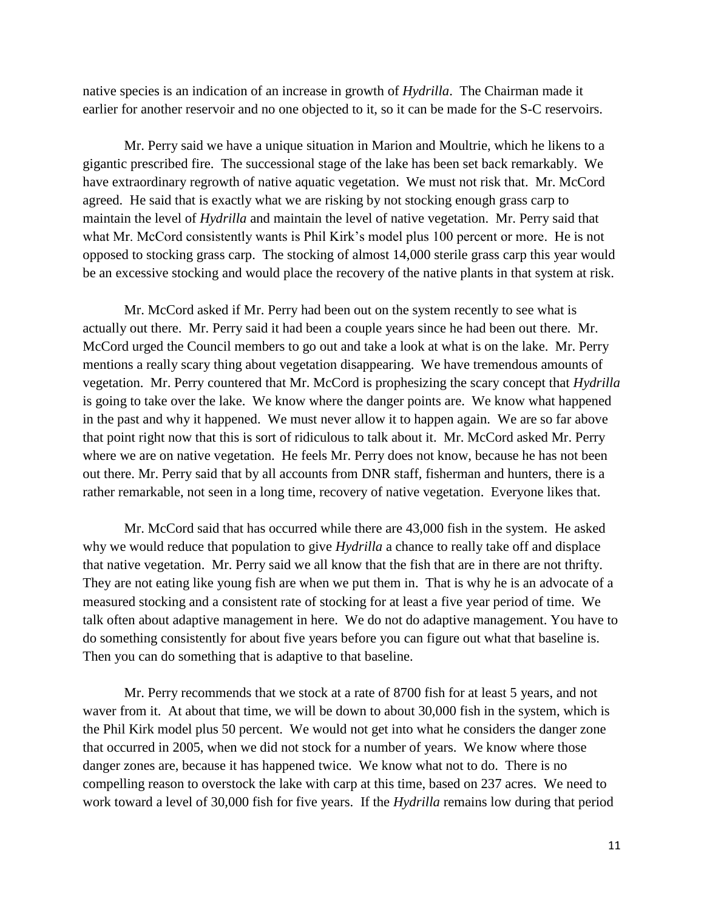native species is an indication of an increase in growth of *Hydrilla*. The Chairman made it earlier for another reservoir and no one objected to it, so it can be made for the S-C reservoirs.

Mr. Perry said we have a unique situation in Marion and Moultrie, which he likens to a gigantic prescribed fire. The successional stage of the lake has been set back remarkably. We have extraordinary regrowth of native aquatic vegetation. We must not risk that. Mr. McCord agreed. He said that is exactly what we are risking by not stocking enough grass carp to maintain the level of *Hydrilla* and maintain the level of native vegetation. Mr. Perry said that what Mr. McCord consistently wants is Phil Kirk's model plus 100 percent or more. He is not opposed to stocking grass carp. The stocking of almost 14,000 sterile grass carp this year would be an excessive stocking and would place the recovery of the native plants in that system at risk.

Mr. McCord asked if Mr. Perry had been out on the system recently to see what is actually out there. Mr. Perry said it had been a couple years since he had been out there. Mr. McCord urged the Council members to go out and take a look at what is on the lake. Mr. Perry mentions a really scary thing about vegetation disappearing. We have tremendous amounts of vegetation. Mr. Perry countered that Mr. McCord is prophesizing the scary concept that *Hydrilla* is going to take over the lake. We know where the danger points are. We know what happened in the past and why it happened. We must never allow it to happen again. We are so far above that point right now that this is sort of ridiculous to talk about it. Mr. McCord asked Mr. Perry where we are on native vegetation. He feels Mr. Perry does not know, because he has not been out there. Mr. Perry said that by all accounts from DNR staff, fisherman and hunters, there is a rather remarkable, not seen in a long time, recovery of native vegetation. Everyone likes that.

Mr. McCord said that has occurred while there are 43,000 fish in the system. He asked why we would reduce that population to give *Hydrilla* a chance to really take off and displace that native vegetation. Mr. Perry said we all know that the fish that are in there are not thrifty. They are not eating like young fish are when we put them in. That is why he is an advocate of a measured stocking and a consistent rate of stocking for at least a five year period of time. We talk often about adaptive management in here. We do not do adaptive management. You have to do something consistently for about five years before you can figure out what that baseline is. Then you can do something that is adaptive to that baseline.

Mr. Perry recommends that we stock at a rate of 8700 fish for at least 5 years, and not waver from it. At about that time, we will be down to about 30,000 fish in the system, which is the Phil Kirk model plus 50 percent. We would not get into what he considers the danger zone that occurred in 2005, when we did not stock for a number of years. We know where those danger zones are, because it has happened twice. We know what not to do. There is no compelling reason to overstock the lake with carp at this time, based on 237 acres. We need to work toward a level of 30,000 fish for five years. If the *Hydrilla* remains low during that period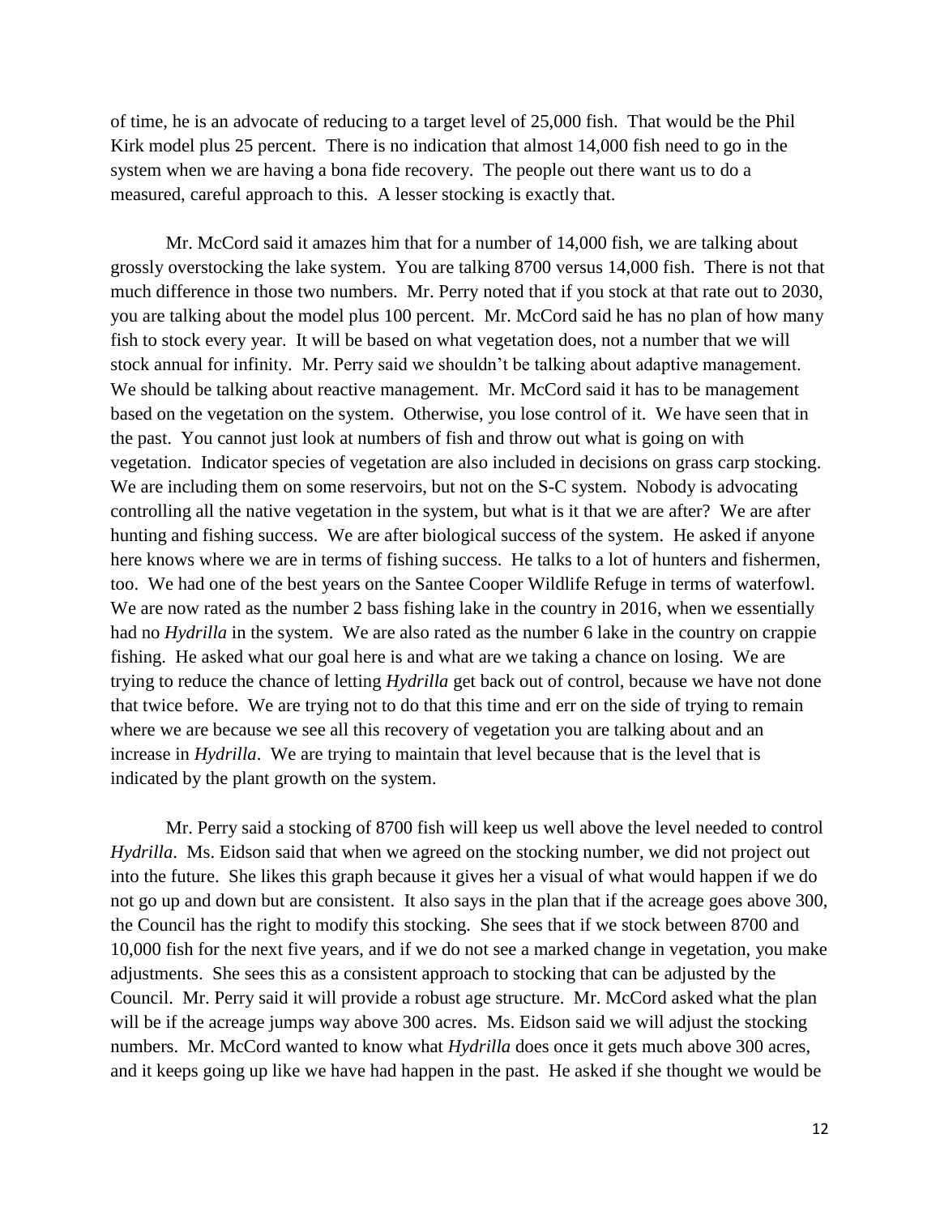of time, he is an advocate of reducing to a target level of 25,000 fish. That would be the Phil Kirk model plus 25 percent. There is no indication that almost 14,000 fish need to go in the system when we are having a bona fide recovery. The people out there want us to do a measured, careful approach to this. A lesser stocking is exactly that.

Mr. McCord said it amazes him that for a number of 14,000 fish, we are talking about grossly overstocking the lake system. You are talking 8700 versus 14,000 fish. There is not that much difference in those two numbers. Mr. Perry noted that if you stock at that rate out to 2030, you are talking about the model plus 100 percent. Mr. McCord said he has no plan of how many fish to stock every year. It will be based on what vegetation does, not a number that we will stock annual for infinity. Mr. Perry said we shouldn't be talking about adaptive management. We should be talking about reactive management. Mr. McCord said it has to be management based on the vegetation on the system. Otherwise, you lose control of it. We have seen that in the past. You cannot just look at numbers of fish and throw out what is going on with vegetation. Indicator species of vegetation are also included in decisions on grass carp stocking. We are including them on some reservoirs, but not on the S-C system. Nobody is advocating controlling all the native vegetation in the system, but what is it that we are after? We are after hunting and fishing success. We are after biological success of the system. He asked if anyone here knows where we are in terms of fishing success. He talks to a lot of hunters and fishermen, too. We had one of the best years on the Santee Cooper Wildlife Refuge in terms of waterfowl. We are now rated as the number 2 bass fishing lake in the country in 2016, when we essentially had no *Hydrilla* in the system. We are also rated as the number 6 lake in the country on crappie fishing. He asked what our goal here is and what are we taking a chance on losing. We are trying to reduce the chance of letting *Hydrilla* get back out of control, because we have not done that twice before. We are trying not to do that this time and err on the side of trying to remain where we are because we see all this recovery of vegetation you are talking about and an increase in *Hydrilla*. We are trying to maintain that level because that is the level that is indicated by the plant growth on the system.

Mr. Perry said a stocking of 8700 fish will keep us well above the level needed to control *Hydrilla*. Ms. Eidson said that when we agreed on the stocking number, we did not project out into the future. She likes this graph because it gives her a visual of what would happen if we do not go up and down but are consistent. It also says in the plan that if the acreage goes above 300, the Council has the right to modify this stocking. She sees that if we stock between 8700 and 10,000 fish for the next five years, and if we do not see a marked change in vegetation, you make adjustments. She sees this as a consistent approach to stocking that can be adjusted by the Council. Mr. Perry said it will provide a robust age structure. Mr. McCord asked what the plan will be if the acreage jumps way above 300 acres. Ms. Eidson said we will adjust the stocking numbers. Mr. McCord wanted to know what *Hydrilla* does once it gets much above 300 acres, and it keeps going up like we have had happen in the past. He asked if she thought we would be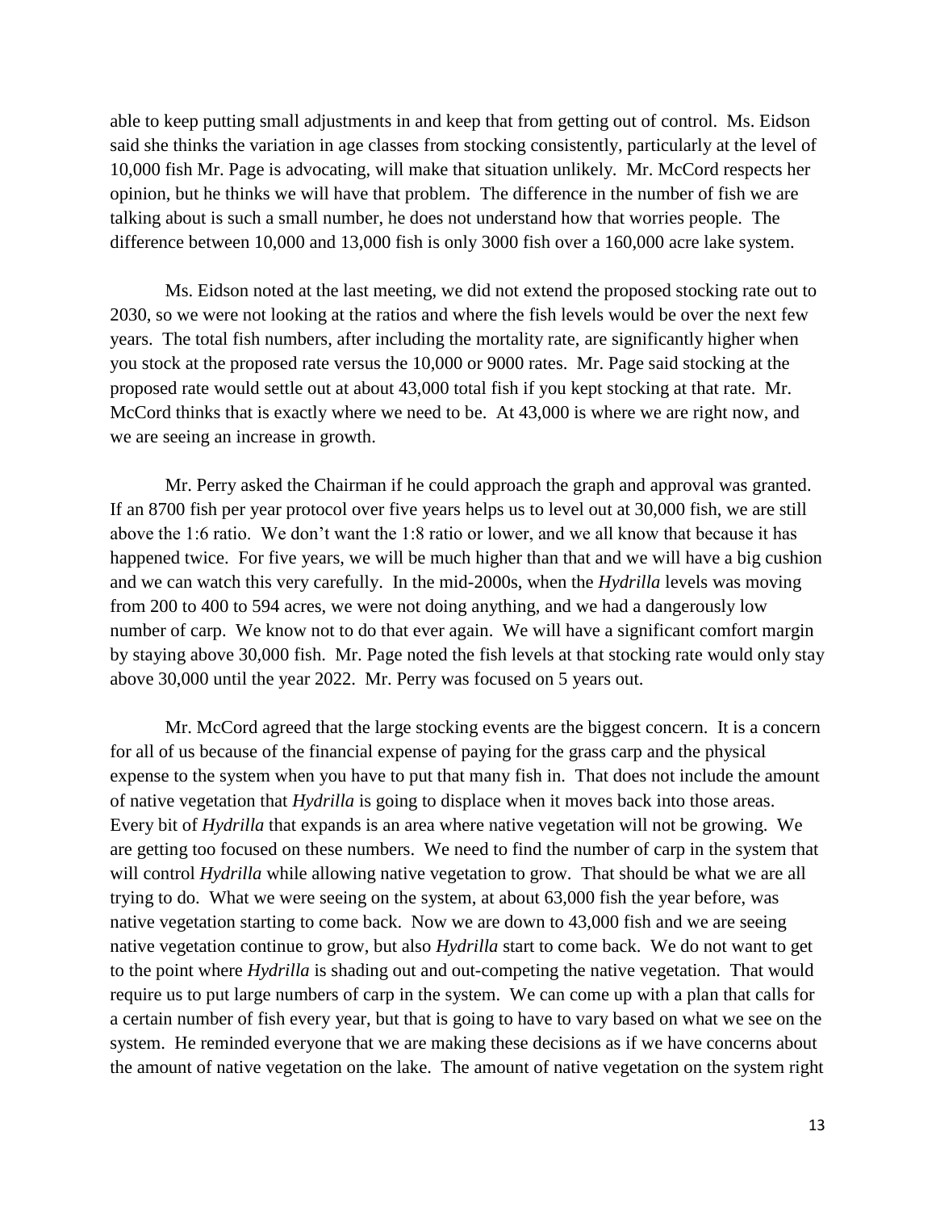able to keep putting small adjustments in and keep that from getting out of control. Ms. Eidson said she thinks the variation in age classes from stocking consistently, particularly at the level of 10,000 fish Mr. Page is advocating, will make that situation unlikely. Mr. McCord respects her opinion, but he thinks we will have that problem. The difference in the number of fish we are talking about is such a small number, he does not understand how that worries people. The difference between 10,000 and 13,000 fish is only 3000 fish over a 160,000 acre lake system.

Ms. Eidson noted at the last meeting, we did not extend the proposed stocking rate out to 2030, so we were not looking at the ratios and where the fish levels would be over the next few years. The total fish numbers, after including the mortality rate, are significantly higher when you stock at the proposed rate versus the 10,000 or 9000 rates. Mr. Page said stocking at the proposed rate would settle out at about 43,000 total fish if you kept stocking at that rate. Mr. McCord thinks that is exactly where we need to be. At 43,000 is where we are right now, and we are seeing an increase in growth.

Mr. Perry asked the Chairman if he could approach the graph and approval was granted. If an 8700 fish per year protocol over five years helps us to level out at 30,000 fish, we are still above the 1:6 ratio. We don't want the 1:8 ratio or lower, and we all know that because it has happened twice. For five years, we will be much higher than that and we will have a big cushion and we can watch this very carefully. In the mid-2000s, when the *Hydrilla* levels was moving from 200 to 400 to 594 acres, we were not doing anything, and we had a dangerously low number of carp. We know not to do that ever again. We will have a significant comfort margin by staying above 30,000 fish. Mr. Page noted the fish levels at that stocking rate would only stay above 30,000 until the year 2022. Mr. Perry was focused on 5 years out.

Mr. McCord agreed that the large stocking events are the biggest concern. It is a concern for all of us because of the financial expense of paying for the grass carp and the physical expense to the system when you have to put that many fish in. That does not include the amount of native vegetation that *Hydrilla* is going to displace when it moves back into those areas. Every bit of *Hydrilla* that expands is an area where native vegetation will not be growing. We are getting too focused on these numbers. We need to find the number of carp in the system that will control *Hydrilla* while allowing native vegetation to grow. That should be what we are all trying to do. What we were seeing on the system, at about 63,000 fish the year before, was native vegetation starting to come back. Now we are down to 43,000 fish and we are seeing native vegetation continue to grow, but also *Hydrilla* start to come back. We do not want to get to the point where *Hydrilla* is shading out and out-competing the native vegetation. That would require us to put large numbers of carp in the system. We can come up with a plan that calls for a certain number of fish every year, but that is going to have to vary based on what we see on the system. He reminded everyone that we are making these decisions as if we have concerns about the amount of native vegetation on the lake. The amount of native vegetation on the system right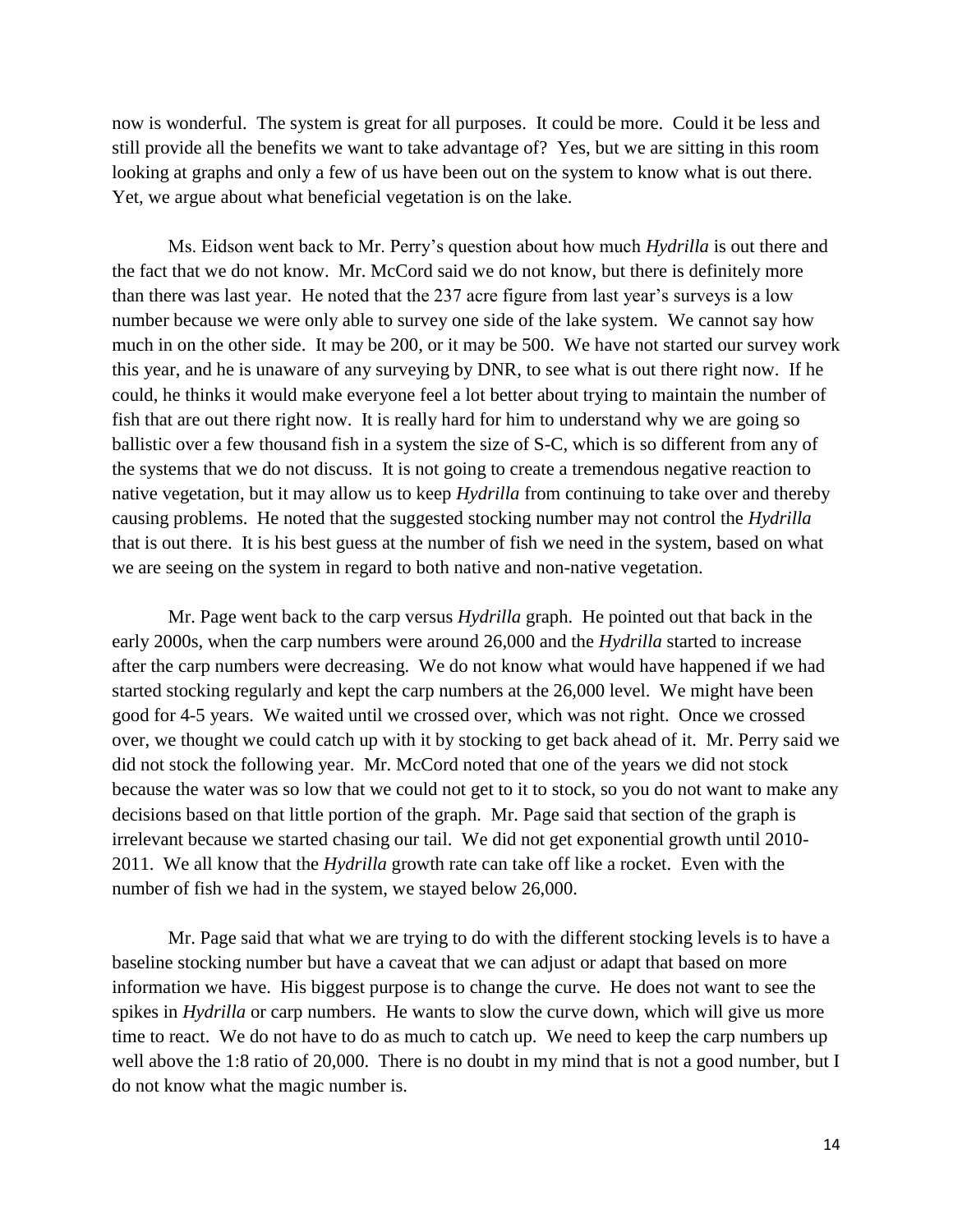now is wonderful. The system is great for all purposes. It could be more. Could it be less and still provide all the benefits we want to take advantage of? Yes, but we are sitting in this room looking at graphs and only a few of us have been out on the system to know what is out there. Yet, we argue about what beneficial vegetation is on the lake.

Ms. Eidson went back to Mr. Perry's question about how much *Hydrilla* is out there and the fact that we do not know. Mr. McCord said we do not know, but there is definitely more than there was last year. He noted that the 237 acre figure from last year's surveys is a low number because we were only able to survey one side of the lake system. We cannot say how much in on the other side. It may be 200, or it may be 500. We have not started our survey work this year, and he is unaware of any surveying by DNR, to see what is out there right now. If he could, he thinks it would make everyone feel a lot better about trying to maintain the number of fish that are out there right now. It is really hard for him to understand why we are going so ballistic over a few thousand fish in a system the size of S-C, which is so different from any of the systems that we do not discuss. It is not going to create a tremendous negative reaction to native vegetation, but it may allow us to keep *Hydrilla* from continuing to take over and thereby causing problems. He noted that the suggested stocking number may not control the *Hydrilla* that is out there. It is his best guess at the number of fish we need in the system, based on what we are seeing on the system in regard to both native and non-native vegetation.

Mr. Page went back to the carp versus *Hydrilla* graph. He pointed out that back in the early 2000s, when the carp numbers were around 26,000 and the *Hydrilla* started to increase after the carp numbers were decreasing. We do not know what would have happened if we had started stocking regularly and kept the carp numbers at the 26,000 level. We might have been good for 4-5 years. We waited until we crossed over, which was not right. Once we crossed over, we thought we could catch up with it by stocking to get back ahead of it. Mr. Perry said we did not stock the following year. Mr. McCord noted that one of the years we did not stock because the water was so low that we could not get to it to stock, so you do not want to make any decisions based on that little portion of the graph. Mr. Page said that section of the graph is irrelevant because we started chasing our tail. We did not get exponential growth until 2010-2011. We all know that the *Hydrilla* growth rate can take off like a rocket. Even with the number of fish we had in the system, we stayed below 26,000.

Mr. Page said that what we are trying to do with the different stocking levels is to have a baseline stocking number but have a caveat that we can adjust or adapt that based on more information we have. His biggest purpose is to change the curve. He does not want to see the spikes in *Hydrilla* or carp numbers. He wants to slow the curve down, which will give us more time to react. We do not have to do as much to catch up. We need to keep the carp numbers up well above the 1:8 ratio of 20,000. There is no doubt in my mind that is not a good number, but I do not know what the magic number is.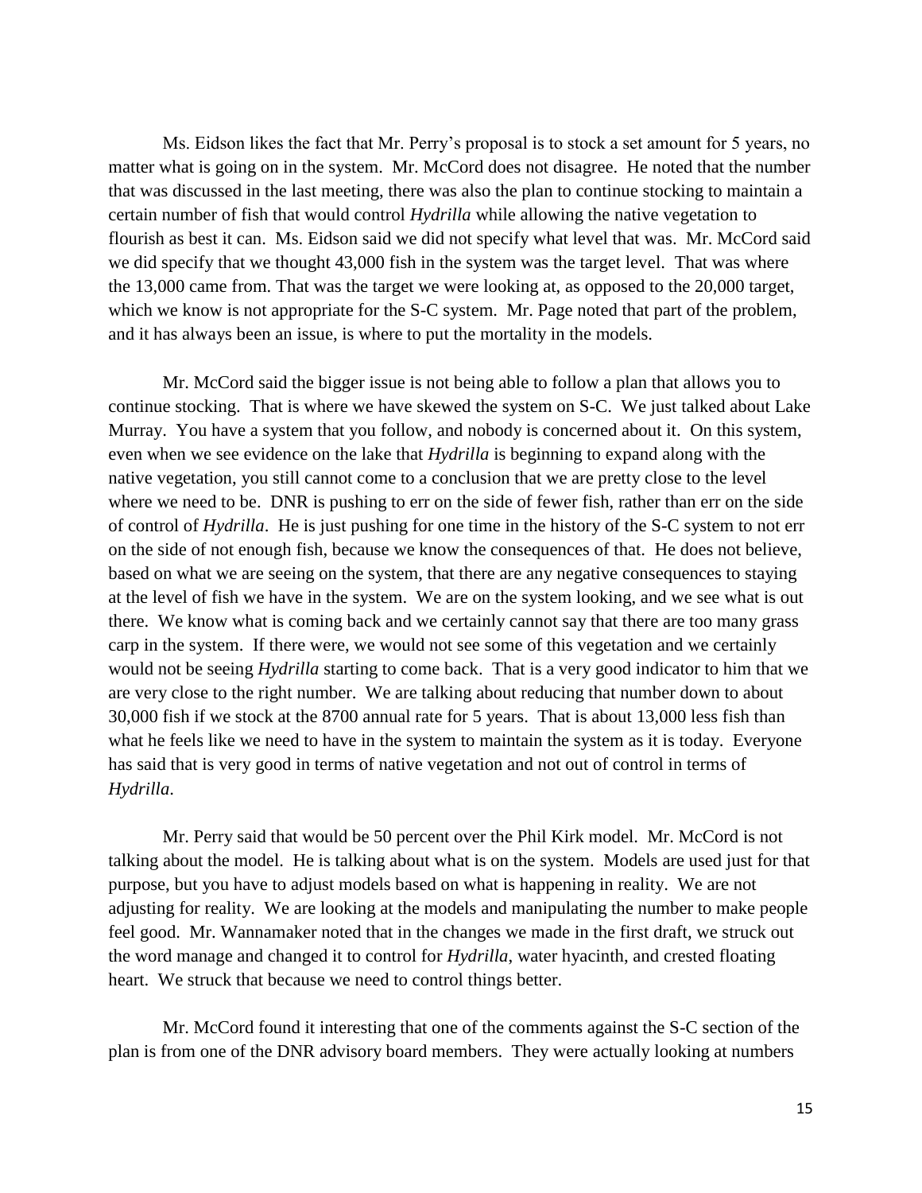Ms. Eidson likes the fact that Mr. Perry's proposal is to stock a set amount for 5 years, no matter what is going on in the system. Mr. McCord does not disagree. He noted that the number that was discussed in the last meeting, there was also the plan to continue stocking to maintain a certain number of fish that would control *Hydrilla* while allowing the native vegetation to flourish as best it can. Ms. Eidson said we did not specify what level that was. Mr. McCord said we did specify that we thought 43,000 fish in the system was the target level. That was where the 13,000 came from. That was the target we were looking at, as opposed to the 20,000 target, which we know is not appropriate for the S-C system. Mr. Page noted that part of the problem, and it has always been an issue, is where to put the mortality in the models.

Mr. McCord said the bigger issue is not being able to follow a plan that allows you to continue stocking. That is where we have skewed the system on S-C. We just talked about Lake Murray. You have a system that you follow, and nobody is concerned about it. On this system, even when we see evidence on the lake that *Hydrilla* is beginning to expand along with the native vegetation, you still cannot come to a conclusion that we are pretty close to the level where we need to be. DNR is pushing to err on the side of fewer fish, rather than err on the side of control of *Hydrilla*. He is just pushing for one time in the history of the S-C system to not err on the side of not enough fish, because we know the consequences of that. He does not believe, based on what we are seeing on the system, that there are any negative consequences to staying at the level of fish we have in the system. We are on the system looking, and we see what is out there. We know what is coming back and we certainly cannot say that there are too many grass carp in the system. If there were, we would not see some of this vegetation and we certainly would not be seeing *Hydrilla* starting to come back. That is a very good indicator to him that we are very close to the right number. We are talking about reducing that number down to about 30,000 fish if we stock at the 8700 annual rate for 5 years. That is about 13,000 less fish than what he feels like we need to have in the system to maintain the system as it is today. Everyone has said that is very good in terms of native vegetation and not out of control in terms of *Hydrilla*.

Mr. Perry said that would be 50 percent over the Phil Kirk model. Mr. McCord is not talking about the model. He is talking about what is on the system. Models are used just for that purpose, but you have to adjust models based on what is happening in reality. We are not adjusting for reality. We are looking at the models and manipulating the number to make people feel good. Mr. Wannamaker noted that in the changes we made in the first draft, we struck out the word manage and changed it to control for *Hydrilla*, water hyacinth, and crested floating heart. We struck that because we need to control things better.

Mr. McCord found it interesting that one of the comments against the S-C section of the plan is from one of the DNR advisory board members. They were actually looking at numbers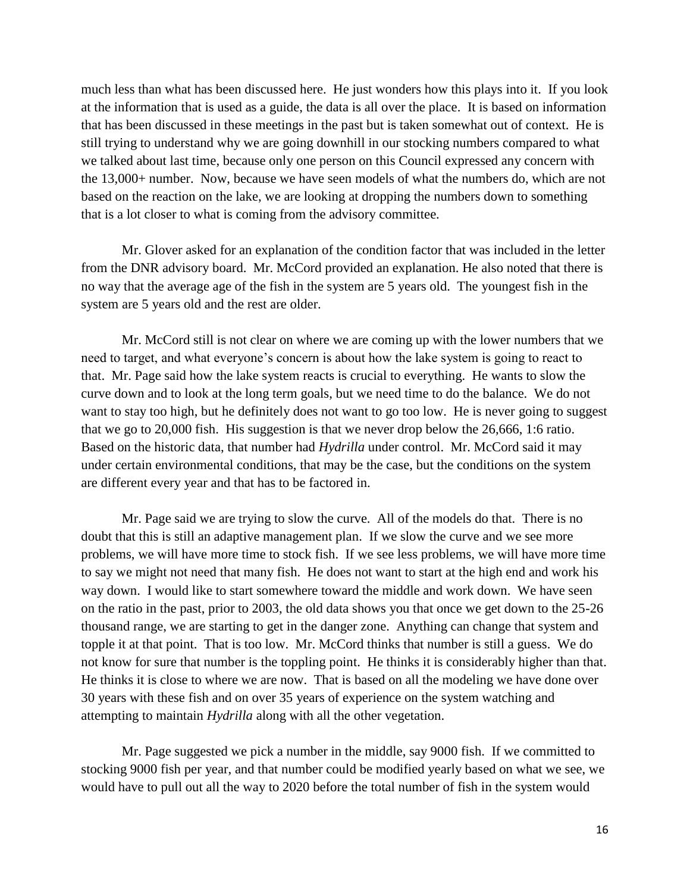much less than what has been discussed here. He just wonders how this plays into it. If you look at the information that is used as a guide, the data is all over the place. It is based on information that has been discussed in these meetings in the past but is taken somewhat out of context. He is still trying to understand why we are going downhill in our stocking numbers compared to what we talked about last time, because only one person on this Council expressed any concern with the 13,000+ number. Now, because we have seen models of what the numbers do, which are not based on the reaction on the lake, we are looking at dropping the numbers down to something that is a lot closer to what is coming from the advisory committee.

Mr. Glover asked for an explanation of the condition factor that was included in the letter from the DNR advisory board. Mr. McCord provided an explanation. He also noted that there is no way that the average age of the fish in the system are 5 years old. The youngest fish in the system are 5 years old and the rest are older.

Mr. McCord still is not clear on where we are coming up with the lower numbers that we need to target, and what everyone's concern is about how the lake system is going to react to that. Mr. Page said how the lake system reacts is crucial to everything. He wants to slow the curve down and to look at the long term goals, but we need time to do the balance. We do not want to stay too high, but he definitely does not want to go too low. He is never going to suggest that we go to 20,000 fish. His suggestion is that we never drop below the 26,666, 1:6 ratio. Based on the historic data, that number had *Hydrilla* under control. Mr. McCord said it may under certain environmental conditions, that may be the case, but the conditions on the system are different every year and that has to be factored in.

Mr. Page said we are trying to slow the curve. All of the models do that. There is no doubt that this is still an adaptive management plan. If we slow the curve and we see more problems, we will have more time to stock fish. If we see less problems, we will have more time to say we might not need that many fish. He does not want to start at the high end and work his way down. I would like to start somewhere toward the middle and work down. We have seen on the ratio in the past, prior to 2003, the old data shows you that once we get down to the 25-26 thousand range, we are starting to get in the danger zone. Anything can change that system and topple it at that point. That is too low. Mr. McCord thinks that number is still a guess. We do not know for sure that number is the toppling point. He thinks it is considerably higher than that. He thinks it is close to where we are now. That is based on all the modeling we have done over 30 years with these fish and on over 35 years of experience on the system watching and attempting to maintain *Hydrilla* along with all the other vegetation.

Mr. Page suggested we pick a number in the middle, say 9000 fish. If we committed to stocking 9000 fish per year, and that number could be modified yearly based on what we see, we would have to pull out all the way to 2020 before the total number of fish in the system would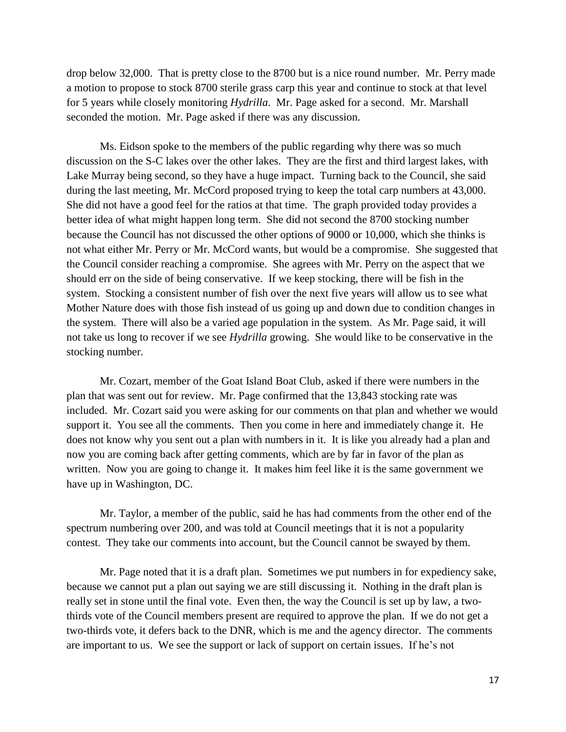drop below 32,000. That is pretty close to the 8700 but is a nice round number. Mr. Perry made a motion to propose to stock 8700 sterile grass carp this year and continue to stock at that level for 5 years while closely monitoring *Hydrilla*. Mr. Page asked for a second. Mr. Marshall seconded the motion. Mr. Page asked if there was any discussion.

Ms. Eidson spoke to the members of the public regarding why there was so much discussion on the S-C lakes over the other lakes. They are the first and third largest lakes, with Lake Murray being second, so they have a huge impact. Turning back to the Council, she said during the last meeting, Mr. McCord proposed trying to keep the total carp numbers at 43,000. She did not have a good feel for the ratios at that time. The graph provided today provides a better idea of what might happen long term. She did not second the 8700 stocking number because the Council has not discussed the other options of 9000 or 10,000, which she thinks is not what either Mr. Perry or Mr. McCord wants, but would be a compromise. She suggested that the Council consider reaching a compromise. She agrees with Mr. Perry on the aspect that we should err on the side of being conservative. If we keep stocking, there will be fish in the system. Stocking a consistent number of fish over the next five years will allow us to see what Mother Nature does with those fish instead of us going up and down due to condition changes in the system. There will also be a varied age population in the system. As Mr. Page said, it will not take us long to recover if we see *Hydrilla* growing. She would like to be conservative in the stocking number.

Mr. Cozart, member of the Goat Island Boat Club, asked if there were numbers in the plan that was sent out for review. Mr. Page confirmed that the 13,843 stocking rate was included. Mr. Cozart said you were asking for our comments on that plan and whether we would support it. You see all the comments. Then you come in here and immediately change it. He does not know why you sent out a plan with numbers in it. It is like you already had a plan and now you are coming back after getting comments, which are by far in favor of the plan as written. Now you are going to change it. It makes him feel like it is the same government we have up in Washington, DC.

Mr. Taylor, a member of the public, said he has had comments from the other end of the spectrum numbering over 200, and was told at Council meetings that it is not a popularity contest. They take our comments into account, but the Council cannot be swayed by them.

Mr. Page noted that it is a draft plan. Sometimes we put numbers in for expediency sake, because we cannot put a plan out saying we are still discussing it. Nothing in the draft plan is really set in stone until the final vote. Even then, the way the Council is set up by law, a two-thirds vote of the Council members present are required to approve the plan. If we do not get a two-thirds vote, it defers back to the DNR, which is me and the agency director. The comments are important to us. We see the support or lack of support on certain issues. If he's not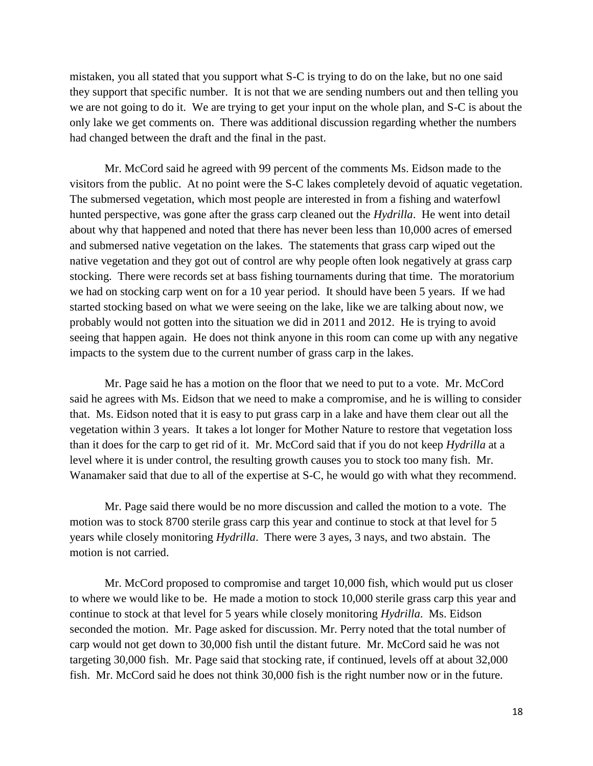mistaken, you all stated that you support what S-C is trying to do on the lake, but no one said they support that specific number. It is not that we are sending numbers out and then telling you we are not going to do it. We are trying to get your input on the whole plan, and S-C is about the only lake we get comments on. There was additional discussion regarding whether the numbers had changed between the draft and the final in the past.

Mr. McCord said he agreed with 99 percent of the comments Ms. Eidson made to the visitors from the public. At no point were the S-C lakes completely devoid of aquatic vegetation. The submersed vegetation, which most people are interested in from a fishing and waterfowl hunted perspective, was gone after the grass carp cleaned out the *Hydrilla*. He went into detail about why that happened and noted that there has never been less than 10,000 acres of emersed and submersed native vegetation on the lakes. The statements that grass carp wiped out the native vegetation and they got out of control are why people often look negatively at grass carp stocking. There were records set at bass fishing tournaments during that time. The moratorium we had on stocking carp went on for a 10 year period. It should have been 5 years. If we had started stocking based on what we were seeing on the lake, like we are talking about now, we probably would not gotten into the situation we did in 2011 and 2012. He is trying to avoid seeing that happen again. He does not think anyone in this room can come up with any negative impacts to the system due to the current number of grass carp in the lakes.

Mr. Page said he has a motion on the floor that we need to put to a vote. Mr. McCord said he agrees with Ms. Eidson that we need to make a compromise, and he is willing to consider that. Ms. Eidson noted that it is easy to put grass carp in a lake and have them clear out all the vegetation within 3 years. It takes a lot longer for Mother Nature to restore that vegetation loss than it does for the carp to get rid of it. Mr. McCord said that if you do not keep *Hydrilla* at a level where it is under control, the resulting growth causes you to stock too many fish. Mr. Wanamaker said that due to all of the expertise at S-C, he would go with what they recommend.

Mr. Page said there would be no more discussion and called the motion to a vote. The motion was to stock 8700 sterile grass carp this year and continue to stock at that level for 5 years while closely monitoring *Hydrilla*. There were 3 ayes, 3 nays, and two abstain. The motion is not carried.

Mr. McCord proposed to compromise and target 10,000 fish, which would put us closer to where we would like to be. He made a motion to stock 10,000 sterile grass carp this year and continue to stock at that level for 5 years while closely monitoring *Hydrilla*. Ms. Eidson seconded the motion. Mr. Page asked for discussion. Mr. Perry noted that the total number of carp would not get down to 30,000 fish until the distant future. Mr. McCord said he was not targeting 30,000 fish. Mr. Page said that stocking rate, if continued, levels off at about 32,000 fish. Mr. McCord said he does not think 30,000 fish is the right number now or in the future.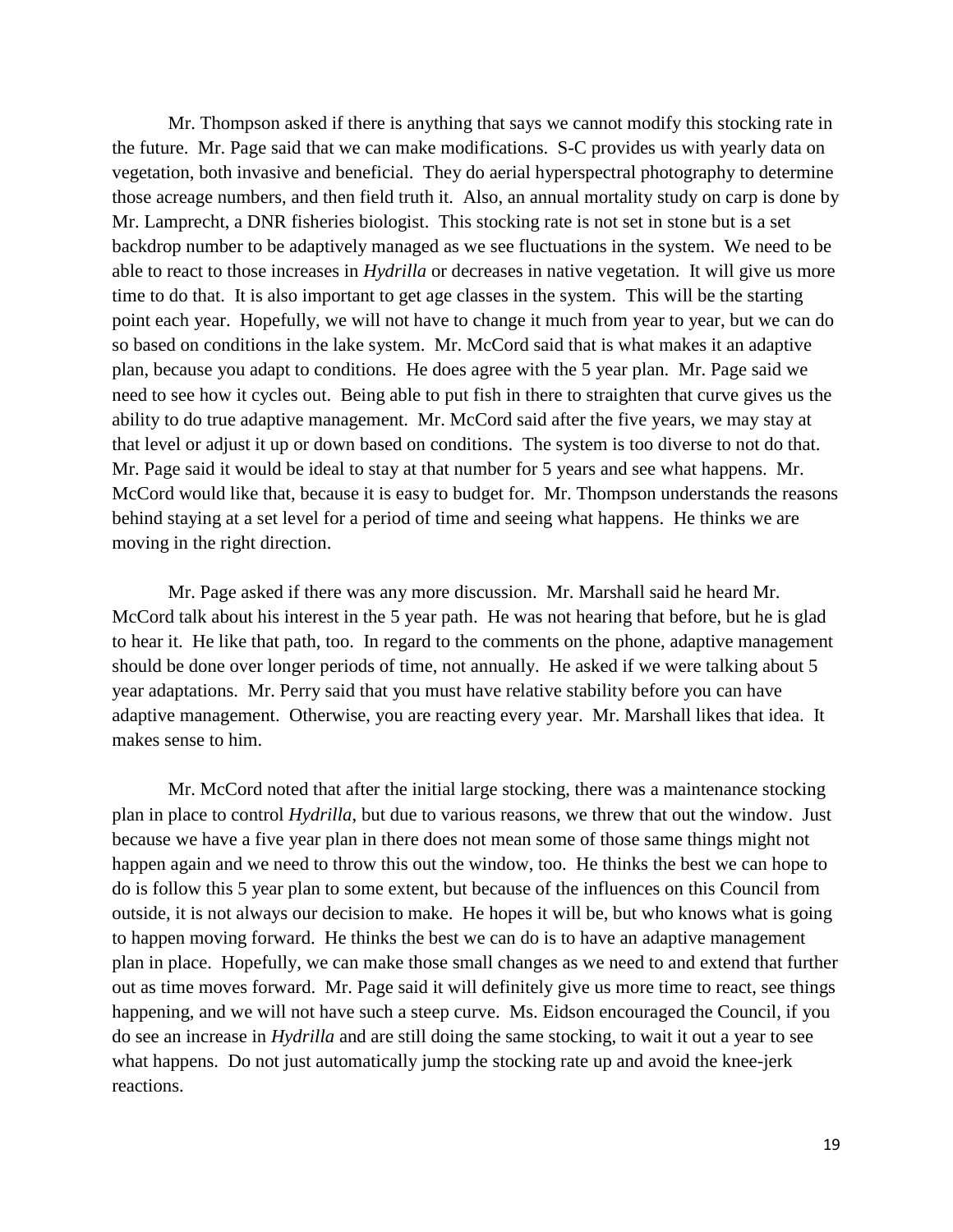Mr. Thompson asked if there is anything that says we cannot modify this stocking rate in the future. Mr. Page said that we can make modifications. S-C provides us with yearly data on vegetation, both invasive and beneficial. They do aerial hyperspectral photography to determine those acreage numbers, and then field truth it. Also, an annual mortality study on carp is done by Mr. Lamprecht, a DNR fisheries biologist. This stocking rate is not set in stone but is a set backdrop number to be adaptively managed as we see fluctuations in the system. We need to be able to react to those increases in *Hydrilla* or decreases in native vegetation. It will give us more time to do that. It is also important to get age classes in the system. This will be the starting point each year. Hopefully, we will not have to change it much from year to year, but we can do so based on conditions in the lake system. Mr. McCord said that is what makes it an adaptive plan, because you adapt to conditions. He does agree with the 5 year plan. Mr. Page said we need to see how it cycles out. Being able to put fish in there to straighten that curve gives us the ability to do true adaptive management. Mr. McCord said after the five years, we may stay at that level or adjust it up or down based on conditions. The system is too diverse to not do that. Mr. Page said it would be ideal to stay at that number for 5 years and see what happens. Mr. McCord would like that, because it is easy to budget for. Mr. Thompson understands the reasons behind staying at a set level for a period of time and seeing what happens. He thinks we are moving in the right direction.

Mr. Page asked if there was any more discussion. Mr. Marshall said he heard Mr. McCord talk about his interest in the 5 year path. He was not hearing that before, but he is glad to hear it. He like that path, too. In regard to the comments on the phone, adaptive management should be done over longer periods of time, not annually. He asked if we were talking about 5 year adaptations. Mr. Perry said that you must have relative stability before you can have adaptive management. Otherwise, you are reacting every year. Mr. Marshall likes that idea. It makes sense to him.

Mr. McCord noted that after the initial large stocking, there was a maintenance stocking plan in place to control *Hydrilla*, but due to various reasons, we threw that out the window. Just because we have a five year plan in there does not mean some of those same things might not happen again and we need to throw this out the window, too. He thinks the best we can hope to do is follow this 5 year plan to some extent, but because of the influences on this Council from outside, it is not always our decision to make. He hopes it will be, but who knows what is going to happen moving forward. He thinks the best we can do is to have an adaptive management plan in place. Hopefully, we can make those small changes as we need to and extend that further out as time moves forward. Mr. Page said it will definitely give us more time to react, see things happening, and we will not have such a steep curve. Ms. Eidson encouraged the Council, if you do see an increase in *Hydrilla* and are still doing the same stocking, to wait it out a year to see what happens. Do not just automatically jump the stocking rate up and avoid the knee-jerk reactions.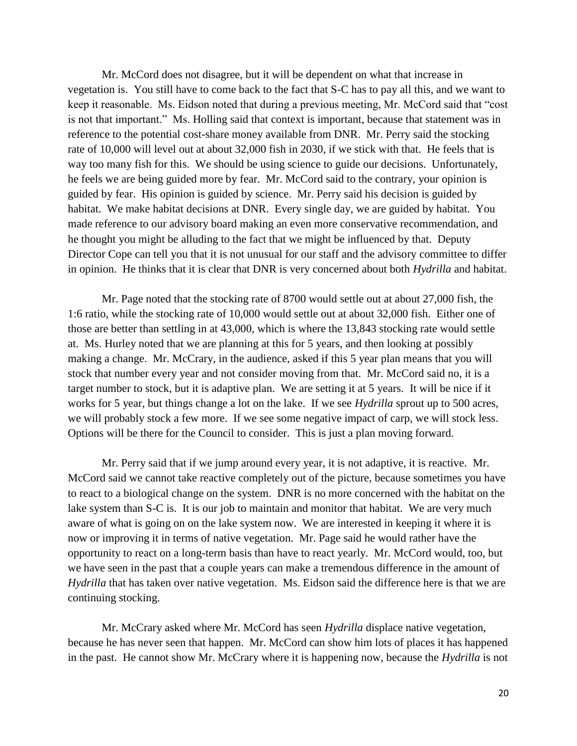Mr. McCord does not disagree, but it will be dependent on what that increase in vegetation is. You still have to come back to the fact that S-C has to pay all this, and we want to keep it reasonable. Ms. Eidson noted that during a previous meeting, Mr. McCord said that "cost is not that important." Ms. Holling said that context is important, because that statement was in reference to the potential cost-share money available from DNR. Mr. Perry said the stocking rate of 10,000 will level out at about 32,000 fish in 2030, if we stick with that. He feels that is way too many fish for this. We should be using science to guide our decisions. Unfortunately, he feels we are being guided more by fear. Mr. McCord said to the contrary, your opinion is guided by fear. His opinion is guided by science. Mr. Perry said his decision is guided by habitat. We make habitat decisions at DNR. Every single day, we are guided by habitat. You made reference to our advisory board making an even more conservative recommendation, and he thought you might be alluding to the fact that we might be influenced by that. Deputy Director Cope can tell you that it is not unusual for our staff and the advisory committee to differ in opinion. He thinks that it is clear that DNR is very concerned about both *Hydrilla* and habitat.

Mr. Page noted that the stocking rate of 8700 would settle out at about 27,000 fish, the 1:6 ratio, while the stocking rate of 10,000 would settle out at about 32,000 fish. Either one of those are better than settling in at 43,000, which is where the 13,843 stocking rate would settle at. Ms. Hurley noted that we are planning at this for 5 years, and then looking at possibly making a change. Mr. McCrary, in the audience, asked if this 5 year plan means that you will stock that number every year and not consider moving from that. Mr. McCord said no, it is a target number to stock, but it is adaptive plan. We are setting it at 5 years. It will be nice if it works for 5 year, but things change a lot on the lake. If we see *Hydrilla* sprout up to 500 acres, we will probably stock a few more. If we see some negative impact of carp, we will stock less. Options will be there for the Council to consider. This is just a plan moving forward.

Mr. Perry said that if we jump around every year, it is not adaptive, it is reactive. Mr. McCord said we cannot take reactive completely out of the picture, because sometimes you have to react to a biological change on the system. DNR is no more concerned with the habitat on the lake system than S-C is. It is our job to maintain and monitor that habitat. We are very much aware of what is going on on the lake system now. We are interested in keeping it where it is now or improving it in terms of native vegetation. Mr. Page said he would rather have the opportunity to react on a long-term basis than have to react yearly. Mr. McCord would, too, but we have seen in the past that a couple years can make a tremendous difference in the amount of *Hydrilla* that has taken over native vegetation. Ms. Eidson said the difference here is that we are continuing stocking.

Mr. McCrary asked where Mr. McCord has seen *Hydrilla* displace native vegetation, because he has never seen that happen. Mr. McCord can show him lots of places it has happened in the past. He cannot show Mr. McCrary where it is happening now, because the *Hydrilla* is not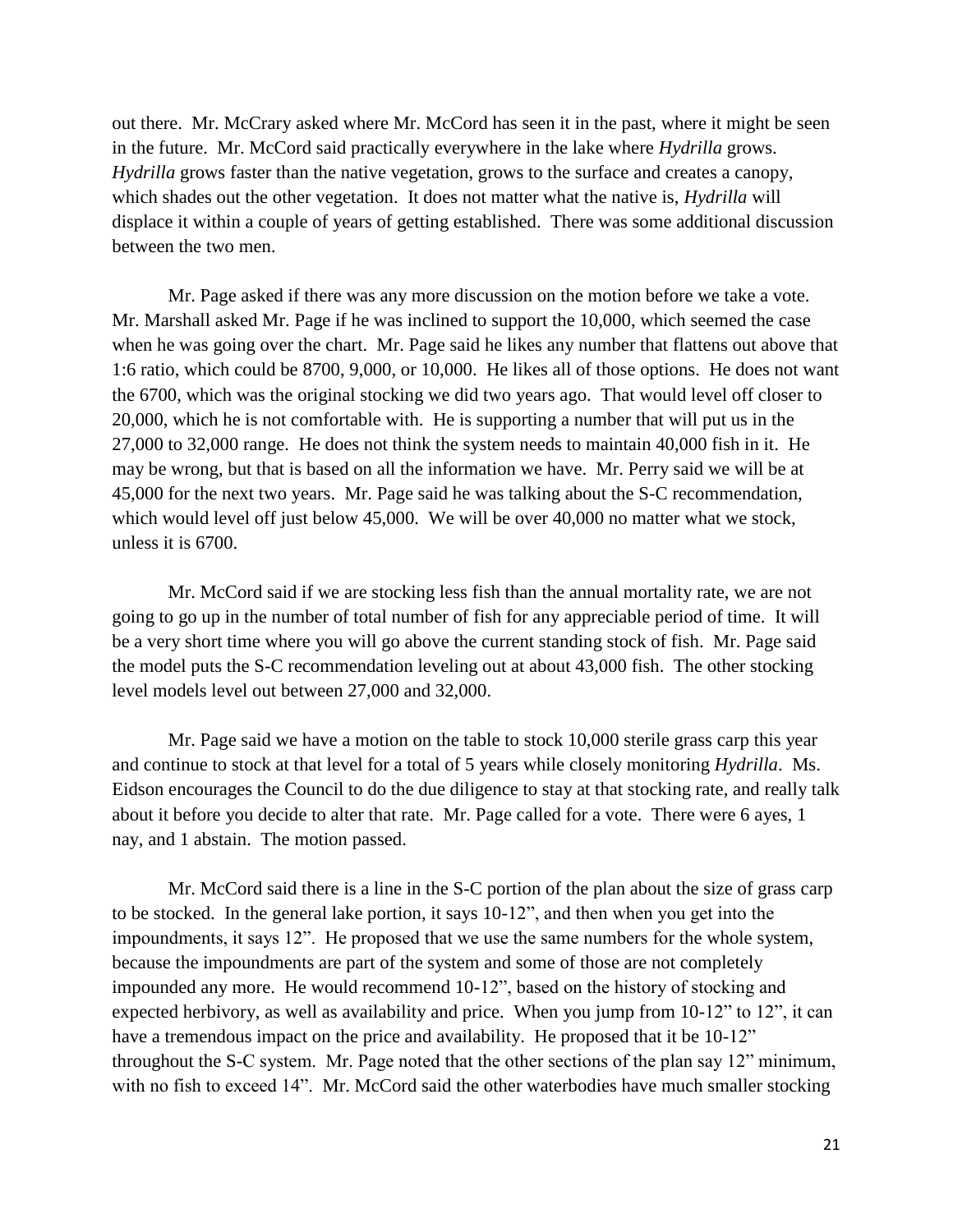out there. Mr. McCrary asked where Mr. McCord has seen it in the past, where it might be seen in the future. Mr. McCord said practically everywhere in the lake where *Hydrilla* grows. *Hydrilla* grows faster than the native vegetation, grows to the surface and creates a canopy, which shades out the other vegetation. It does not matter what the native is, *Hydrilla* will displace it within a couple of years of getting established. There was some additional discussion between the two men.

Mr. Page asked if there was any more discussion on the motion before we take a vote. Mr. Marshall asked Mr. Page if he was inclined to support the 10,000, which seemed the case when he was going over the chart. Mr. Page said he likes any number that flattens out above that 1:6 ratio, which could be 8700, 9,000, or 10,000. He likes all of those options. He does not want the 6700, which was the original stocking we did two years ago. That would level off closer to 20,000, which he is not comfortable with. He is supporting a number that will put us in the 27,000 to 32,000 range. He does not think the system needs to maintain 40,000 fish in it. He may be wrong, but that is based on all the information we have. Mr. Perry said we will be at 45,000 for the next two years. Mr. Page said he was talking about the S-C recommendation, which would level off just below 45,000. We will be over 40,000 no matter what we stock, unless it is 6700.

Mr. McCord said if we are stocking less fish than the annual mortality rate, we are not going to go up in the number of total number of fish for any appreciable period of time. It will be a very short time where you will go above the current standing stock of fish. Mr. Page said the model puts the S-C recommendation leveling out at about 43,000 fish. The other stocking level models level out between 27,000 and 32,000.

Mr. Page said we have a motion on the table to stock 10,000 sterile grass carp this year and continue to stock at that level for a total of 5 years while closely monitoring *Hydrilla*. Ms. Eidson encourages the Council to do the due diligence to stay at that stocking rate, and really talk about it before you decide to alter that rate. Mr. Page called for a vote. There were 6 ayes, 1 nay, and 1 abstain. The motion passed.

Mr. McCord said there is a line in the S-C portion of the plan about the size of grass carp to be stocked. In the general lake portion, it says 10-12", and then when you get into the impoundments, it says 12". He proposed that we use the same numbers for the whole system, because the impoundments are part of the system and some of those are not completely impounded any more. He would recommend 10-12", based on the history of stocking and expected herbivory, as well as availability and price. When you jump from 10-12" to 12", it can have a tremendous impact on the price and availability. He proposed that it be 10-12" throughout the S-C system. Mr. Page noted that the other sections of the plan say 12" minimum, with no fish to exceed 14". Mr. McCord said the other waterbodies have much smaller stocking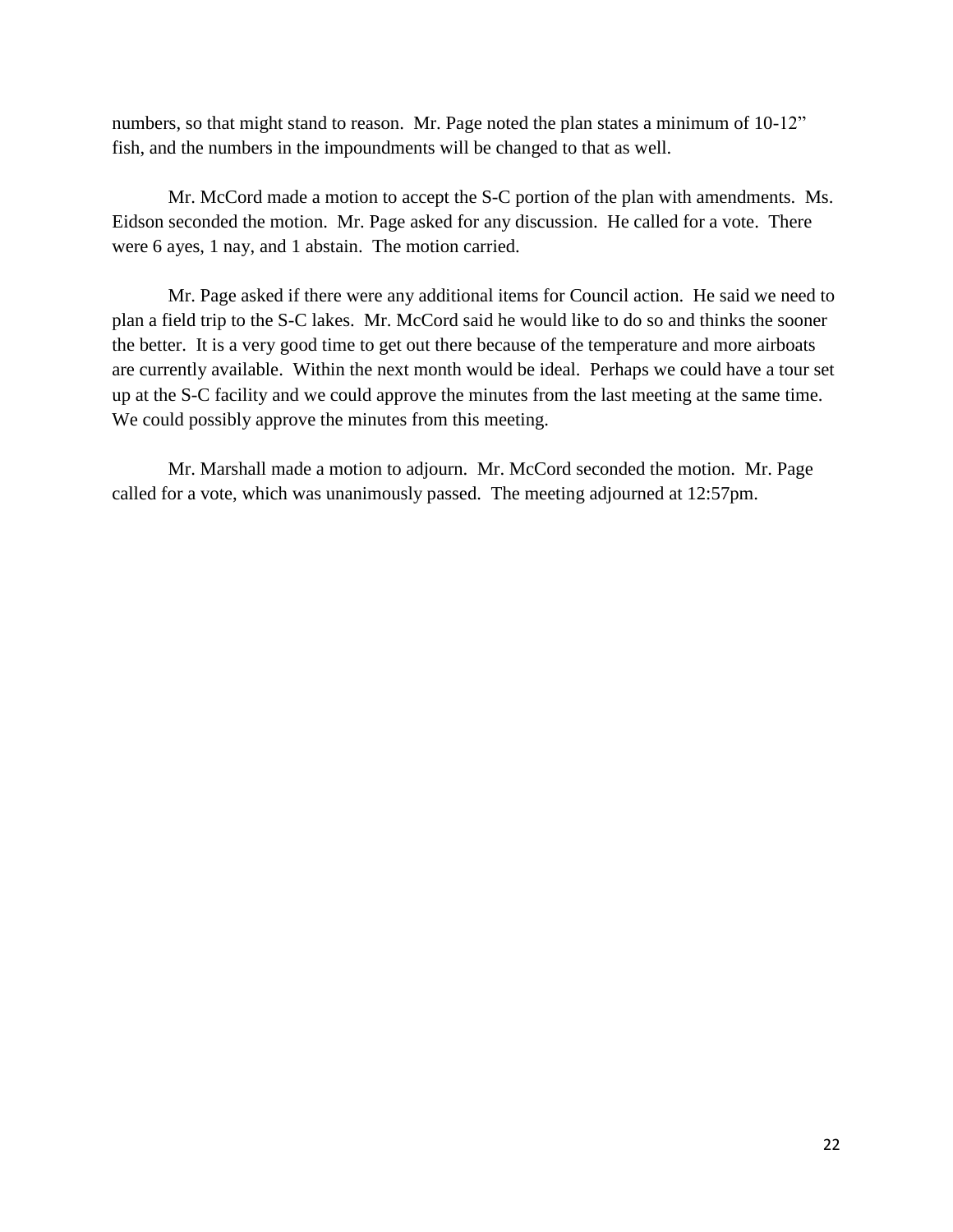numbers, so that might stand to reason. Mr. Page noted the plan states a minimum of 10-12" fish, and the numbers in the impoundments will be changed to that as well.

Mr. McCord made a motion to accept the S-C portion of the plan with amendments. Ms. Eidson seconded the motion. Mr. Page asked for any discussion. He called for a vote. There were 6 ayes, 1 nay, and 1 abstain. The motion carried.

Mr. Page asked if there were any additional items for Council action. He said we need to plan a field trip to the S-C lakes. Mr. McCord said he would like to do so and thinks the sooner the better. It is a very good time to get out there because of the temperature and more airboats are currently available. Within the next month would be ideal. Perhaps we could have a tour set up at the S-C facility and we could approve the minutes from the last meeting at the same time. We could possibly approve the minutes from this meeting.

Mr. Marshall made a motion to adjourn. Mr. McCord seconded the motion. Mr. Page called for a vote, which was unanimously passed. The meeting adjourned at 12:57pm.